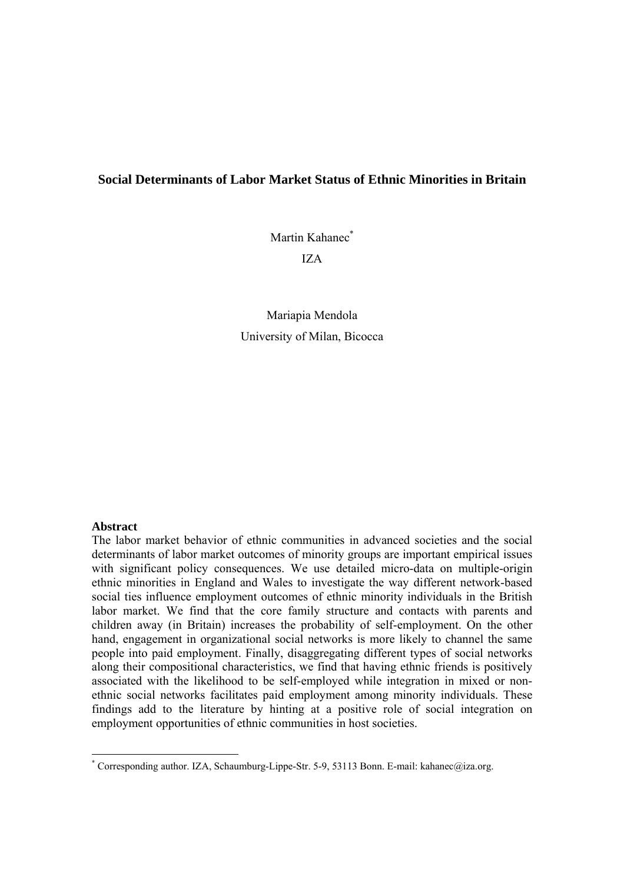# Social Determinants of Labor Market Status of Ethnic Minorities in Britain

Martin Kahanec[*]

IZA

Mariapia Mendola

University of Milan, Bicocca

**Abstract**

The labor market behavior of ethnic communities in advanced societies and the social determinants of labor market outcomes of minority groups are important empirical issues with significant policy consequences. We use detailed micro-data on multiple-origin ethnic minorities in England and Wales to investigate the way different network-based social ties influence employment outcomes of ethnic minority individuals in the British labor market. We find that the core family structure and contacts with parents and children away (in Britain) increases the probability of self-employment. On the other hand, engagement in organizational social networks is more likely to channel the same people into paid employment. Finally, disaggregating different types of social networks along their compositional characteristics, we find that having ethnic friends is positively associated with the likelihood to be self-employed while integration in mixed or non-ethnic social networks facilitates paid employment among minority individuals. These findings add to the literature by hinting at a positive role of social integration on employment opportunities of ethnic communities in host societies.

---

[*] Corresponding author. IZA, Schaumburg-Lippe-Str. 5-9, 53113 Bonn. E-mail: kahanec@iza.org.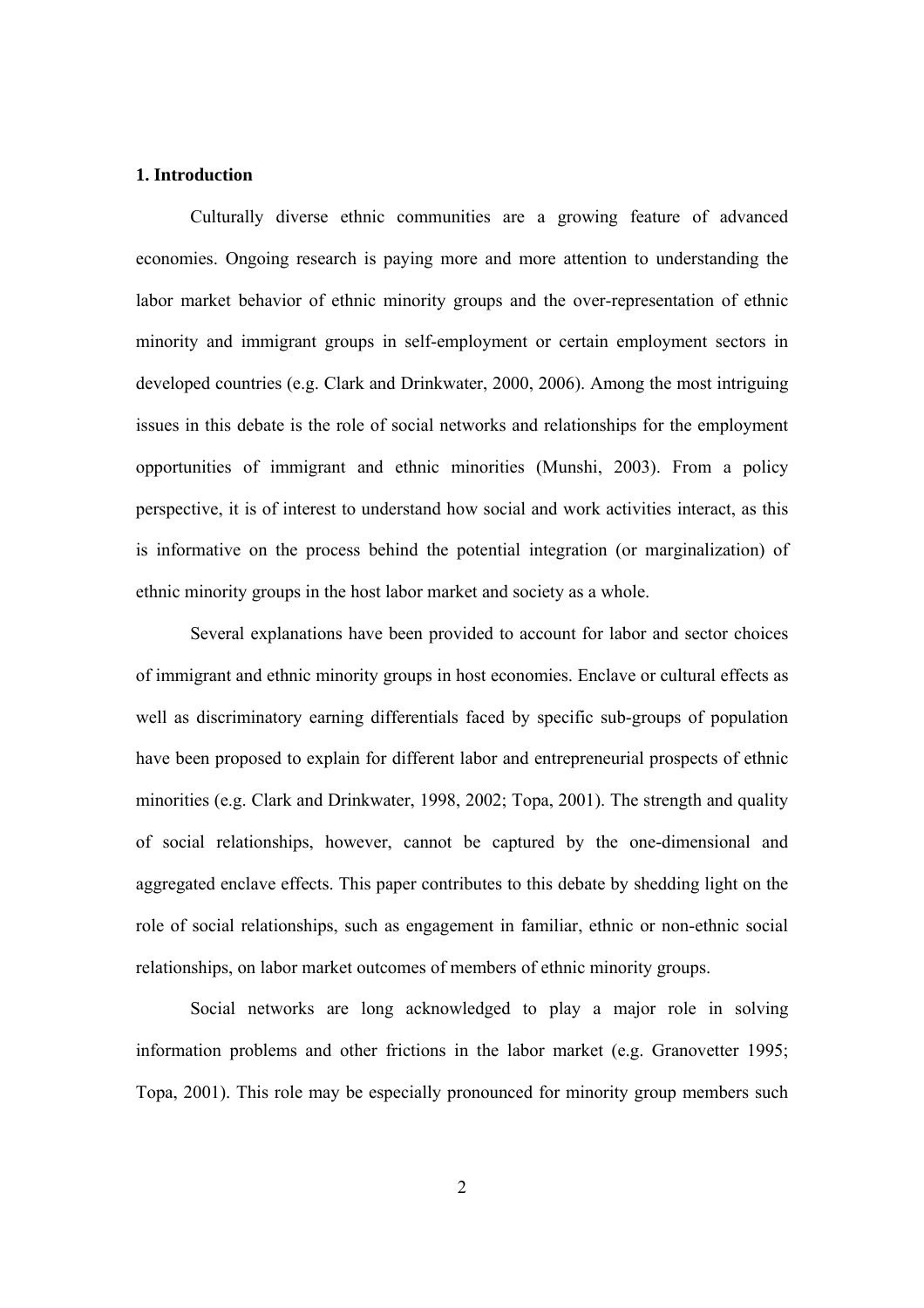## 1. Introduction

Culturally diverse ethnic communities are a growing feature of advanced economies. Ongoing research is paying more and more attention to understanding the labor market behavior of ethnic minority groups and the over-representation of ethnic minority and immigrant groups in self-employment or certain employment sectors in developed countries (e.g. Clark and Drinkwater, 2000, 2006). Among the most intriguing issues in this debate is the role of social networks and relationships for the employment opportunities of immigrant and ethnic minorities (Munshi, 2003). From a policy perspective, it is of interest to understand how social and work activities interact, as this is informative on the process behind the potential integration (or marginalization) of ethnic minority groups in the host labor market and society as a whole.

Several explanations have been provided to account for labor and sector choices of immigrant and ethnic minority groups in host economies. Enclave or cultural effects as well as discriminatory earning differentials faced by specific sub-groups of population have been proposed to explain for different labor and entrepreneurial prospects of ethnic minorities (e.g. Clark and Drinkwater, 1998, 2002; Topa, 2001). The strength and quality of social relationships, however, cannot be captured by the one-dimensional and aggregated enclave effects. This paper contributes to this debate by shedding light on the role of social relationships, such as engagement in familiar, ethnic or non-ethnic social relationships, on labor market outcomes of members of ethnic minority groups.

Social networks are long acknowledged to play a major role in solving information problems and other frictions in the labor market (e.g. Granovetter 1995; Topa, 2001). This role may be especially pronounced for minority group members such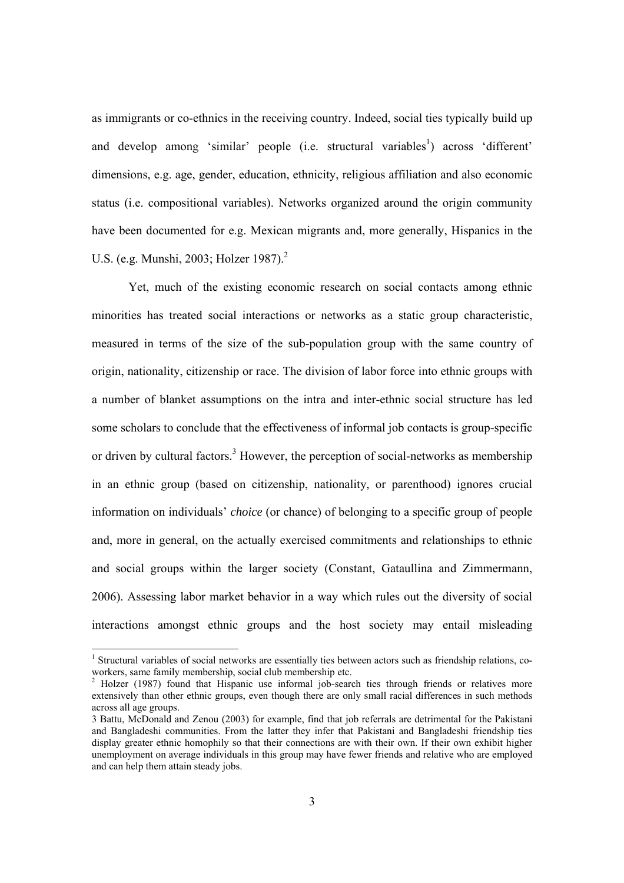as immigrants or co-ethnics in the receiving country. Indeed, social ties typically build up and develop among 'similar' people (i.e. structural variables[1]) across 'different' dimensions, e.g. age, gender, education, ethnicity, religious affiliation and also economic status (i.e. compositional variables). Networks organized around the origin community have been documented for e.g. Mexican migrants and, more generally, Hispanics in the U.S. (e.g. Munshi, 2003; Holzer 1987).[2]

Yet, much of the existing economic research on social contacts among ethnic minorities has treated social interactions or networks as a static group characteristic, measured in terms of the size of the sub-population group with the same country of origin, nationality, citizenship or race. The division of labor force into ethnic groups with a number of blanket assumptions on the intra and inter-ethnic social structure has led some scholars to conclude that the effectiveness of informal job contacts is group-specific or driven by cultural factors.[3] However, the perception of social-networks as membership in an ethnic group (based on citizenship, nationality, or parenthood) ignores crucial information on individuals' *choice* (or chance) of belonging to a specific group of people and, more in general, on the actually exercised commitments and relationships to ethnic and social groups within the larger society (Constant, Gataullina and Zimmermann, 2006). Assessing labor market behavior in a way which rules out the diversity of social interactions amongst ethnic groups and the host society may entail misleading

---

[1] Structural variables of social networks are essentially ties between actors such as friendship relations, co-workers, same family membership, social club membership etc.

[2] Holzer (1987) found that Hispanic use informal job-search ties through friends or relatives more extensively than other ethnic groups, even though there are only small racial differences in such methods across all age groups.

[3] Battu, McDonald and Zenou (2003) for example, find that job referrals are detrimental for the Pakistani and Bangladeshi communities. From the latter they infer that Pakistani and Bangladeshi friendship ties display greater ethnic homophily so that their connections are with their own. If their own exhibit higher unemployment on average individuals in this group may have fewer friends and relative who are employed and can help them attain steady jobs.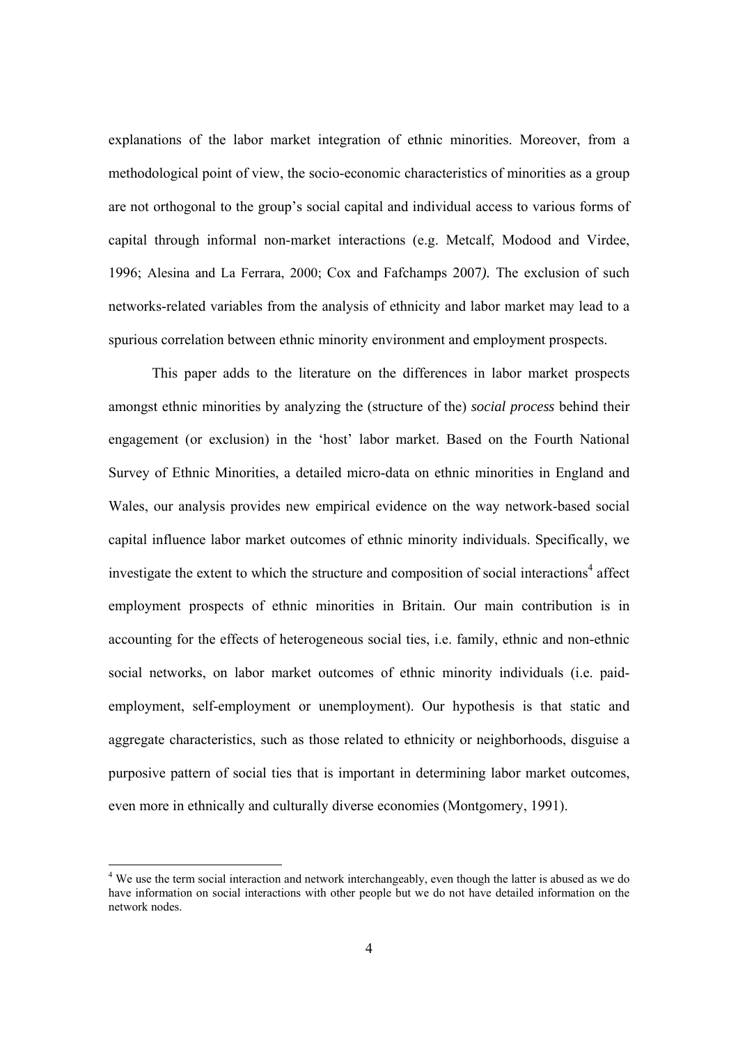explanations of the labor market integration of ethnic minorities. Moreover, from a methodological point of view, the socio-economic characteristics of minorities as a group are not orthogonal to the group's social capital and individual access to various forms of capital through informal non-market interactions (e.g. Metcalf, Modood and Virdee, 1996; Alesina and La Ferrara, 2000; Cox and Fafchamps 2007*).* The exclusion of such networks-related variables from the analysis of ethnicity and labor market may lead to a spurious correlation between ethnic minority environment and employment prospects.

This paper adds to the literature on the differences in labor market prospects amongst ethnic minorities by analyzing the (structure of the) *social process* behind their engagement (or exclusion) in the 'host' labor market. Based on the Fourth National Survey of Ethnic Minorities, a detailed micro-data on ethnic minorities in England and Wales, our analysis provides new empirical evidence on the way network-based social capital influence labor market outcomes of ethnic minority individuals. Specifically, we investigate the extent to which the structure and composition of social interactions[4] affect employment prospects of ethnic minorities in Britain. Our main contribution is in accounting for the effects of heterogeneous social ties, i.e. family, ethnic and non-ethnic social networks, on labor market outcomes of ethnic minority individuals (i.e. paid-employment, self-employment or unemployment). Our hypothesis is that static and aggregate characteristics, such as those related to ethnicity or neighborhoods, disguise a purposive pattern of social ties that is important in determining labor market outcomes, even more in ethnically and culturally diverse economies (Montgomery, 1991).

---

[4] We use the term social interaction and network interchangeably, even though the latter is abused as we do have information on social interactions with other people but we do not have detailed information on the network nodes.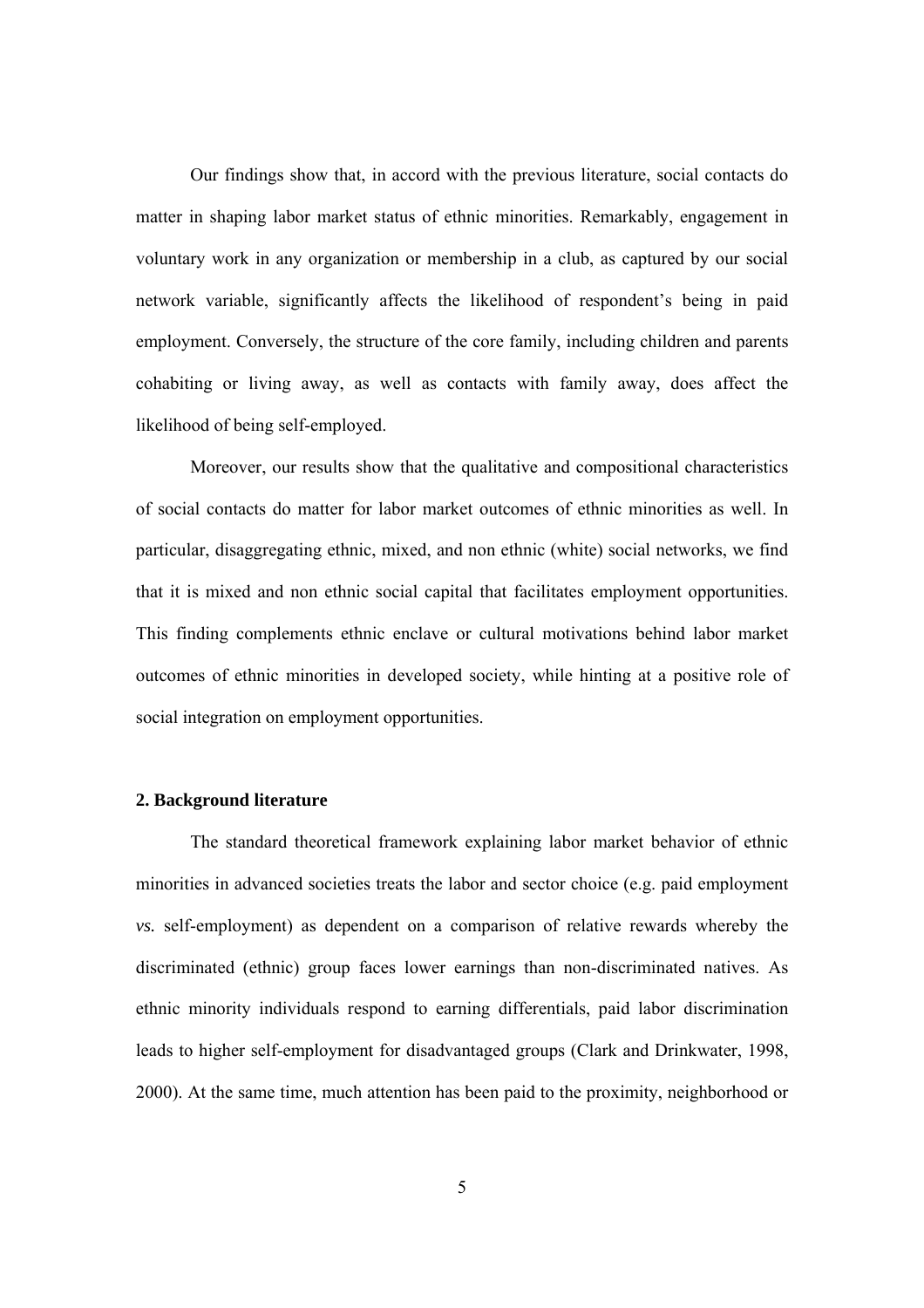Our findings show that, in accord with the previous literature, social contacts do matter in shaping labor market status of ethnic minorities. Remarkably, engagement in voluntary work in any organization or membership in a club, as captured by our social network variable, significantly affects the likelihood of respondent's being in paid employment. Conversely, the structure of the core family, including children and parents cohabiting or living away, as well as contacts with family away, does affect the likelihood of being self-employed.

Moreover, our results show that the qualitative and compositional characteristics of social contacts do matter for labor market outcomes of ethnic minorities as well. In particular, disaggregating ethnic, mixed, and non ethnic (white) social networks, we find that it is mixed and non ethnic social capital that facilitates employment opportunities. This finding complements ethnic enclave or cultural motivations behind labor market outcomes of ethnic minorities in developed society, while hinting at a positive role of social integration on employment opportunities.

## 2. Background literature

The standard theoretical framework explaining labor market behavior of ethnic minorities in advanced societies treats the labor and sector choice (e.g. paid employment *vs.* self-employment) as dependent on a comparison of relative rewards whereby the discriminated (ethnic) group faces lower earnings than non-discriminated natives. As ethnic minority individuals respond to earning differentials, paid labor discrimination leads to higher self-employment for disadvantaged groups (Clark and Drinkwater, 1998, 2000). At the same time, much attention has been paid to the proximity, neighborhood or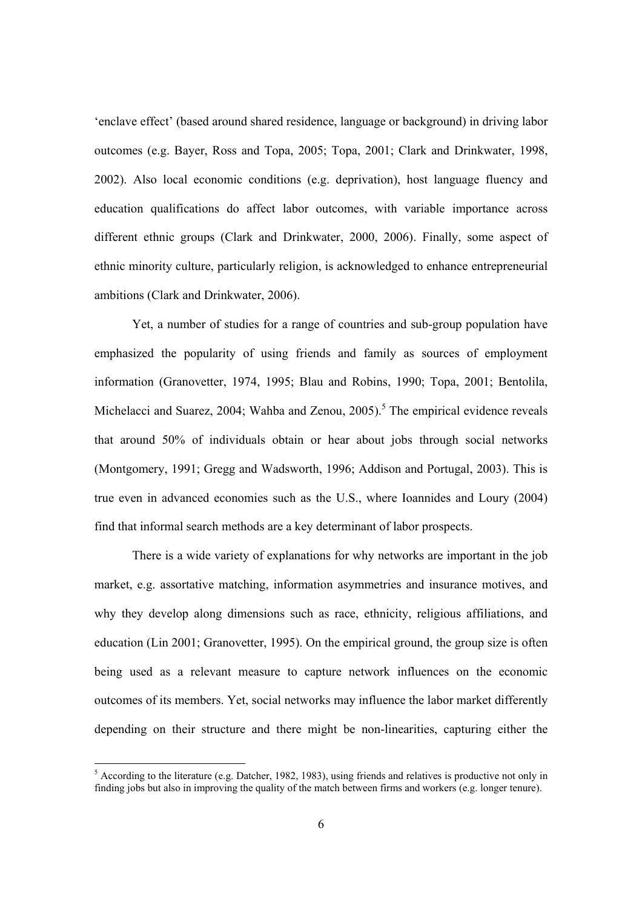'enclave effect' (based around shared residence, language or background) in driving labor outcomes (e.g. Bayer, Ross and Topa, 2005; Topa, 2001; Clark and Drinkwater, 1998, 2002). Also local economic conditions (e.g. deprivation), host language fluency and education qualifications do affect labor outcomes, with variable importance across different ethnic groups (Clark and Drinkwater, 2000, 2006). Finally, some aspect of ethnic minority culture, particularly religion, is acknowledged to enhance entrepreneurial ambitions (Clark and Drinkwater, 2006).

Yet, a number of studies for a range of countries and sub-group population have emphasized the popularity of using friends and family as sources of employment information (Granovetter, 1974, 1995; Blau and Robins, 1990; Topa, 2001; Bentolila, Michelacci and Suarez, 2004; Wahba and Zenou, 2005).[5] The empirical evidence reveals that around 50% of individuals obtain or hear about jobs through social networks (Montgomery, 1991; Gregg and Wadsworth, 1996; Addison and Portugal, 2003). This is true even in advanced economies such as the U.S., where Ioannides and Loury (2004) find that informal search methods are a key determinant of labor prospects.

There is a wide variety of explanations for why networks are important in the job market, e.g. assortative matching, information asymmetries and insurance motives, and why they develop along dimensions such as race, ethnicity, religious affiliations, and education (Lin 2001; Granovetter, 1995). On the empirical ground, the group size is often being used as a relevant measure to capture network influences on the economic outcomes of its members. Yet, social networks may influence the labor market differently depending on their structure and there might be non-linearities, capturing either the

[5] According to the literature (e.g. Datcher, 1982, 1983), using friends and relatives is productive not only in finding jobs but also in improving the quality of the match between firms and workers (e.g. longer tenure).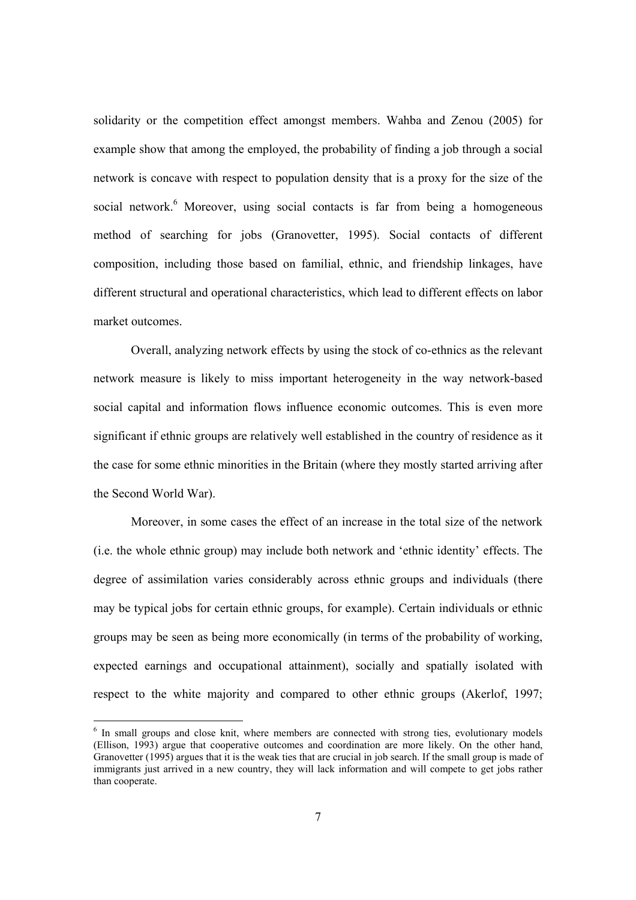solidarity or the competition effect amongst members. Wahba and Zenou (2005) for example show that among the employed, the probability of finding a job through a social network is concave with respect to population density that is a proxy for the size of the social network.[6] Moreover, using social contacts is far from being a homogeneous method of searching for jobs (Granovetter, 1995). Social contacts of different composition, including those based on familial, ethnic, and friendship linkages, have different structural and operational characteristics, which lead to different effects on labor market outcomes.

Overall, analyzing network effects by using the stock of co-ethnics as the relevant network measure is likely to miss important heterogeneity in the way network-based social capital and information flows influence economic outcomes. This is even more significant if ethnic groups are relatively well established in the country of residence as it the case for some ethnic minorities in the Britain (where they mostly started arriving after the Second World War).

Moreover, in some cases the effect of an increase in the total size of the network (i.e. the whole ethnic group) may include both network and 'ethnic identity' effects. The degree of assimilation varies considerably across ethnic groups and individuals (there may be typical jobs for certain ethnic groups, for example). Certain individuals or ethnic groups may be seen as being more economically (in terms of the probability of working, expected earnings and occupational attainment), socially and spatially isolated with respect to the white majority and compared to other ethnic groups (Akerlof, 1997;

[6] In small groups and close knit, where members are connected with strong ties, evolutionary models (Ellison, 1993) argue that cooperative outcomes and coordination are more likely. On the other hand, Granovetter (1995) argues that it is the weak ties that are crucial in job search. If the small group is made of immigrants just arrived in a new country, they will lack information and will compete to get jobs rather than cooperate.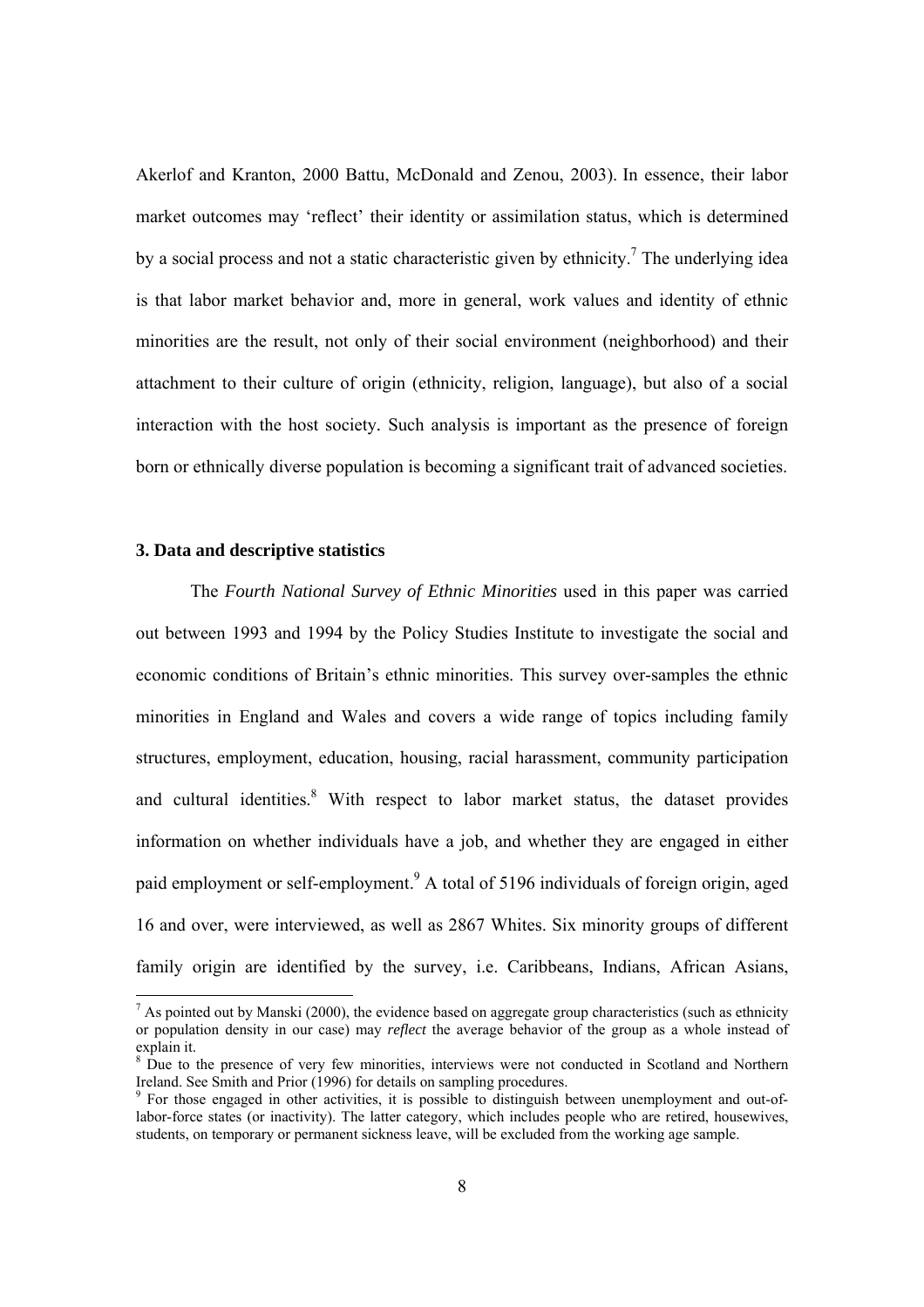Akerlof and Kranton, 2000 Battu, McDonald and Zenou, 2003). In essence, their labor market outcomes may 'reflect' their identity or assimilation status, which is determined by a social process and not a static characteristic given by ethnicity.[7] The underlying idea is that labor market behavior and, more in general, work values and identity of ethnic minorities are the result, not only of their social environment (neighborhood) and their attachment to their culture of origin (ethnicity, religion, language), but also of a social interaction with the host society. Such analysis is important as the presence of foreign born or ethnically diverse population is becoming a significant trait of advanced societies.

### 3. Data and descriptive statistics

The *Fourth National Survey of Ethnic Minorities* used in this paper was carried out between 1993 and 1994 by the Policy Studies Institute to investigate the social and economic conditions of Britain's ethnic minorities. This survey over-samples the ethnic minorities in England and Wales and covers a wide range of topics including family structures, employment, education, housing, racial harassment, community participation and cultural identities.[8] With respect to labor market status, the dataset provides information on whether individuals have a job, and whether they are engaged in either paid employment or self-employment.[9] A total of 5196 individuals of foreign origin, aged 16 and over, were interviewed, as well as 2867 Whites. Six minority groups of different family origin are identified by the survey, i.e. Caribbeans, Indians, African Asians,

---

[7] As pointed out by Manski (2000), the evidence based on aggregate group characteristics (such as ethnicity or population density in our case) may *reflect* the average behavior of the group as a whole instead of explain it.

[8] Due to the presence of very few minorities, interviews were not conducted in Scotland and Northern Ireland. See Smith and Prior (1996) for details on sampling procedures.

[9] For those engaged in other activities, it is possible to distinguish between unemployment and out-of-labor-force states (or inactivity). The latter category, which includes people who are retired, housewives, students, on temporary or permanent sickness leave, will be excluded from the working age sample.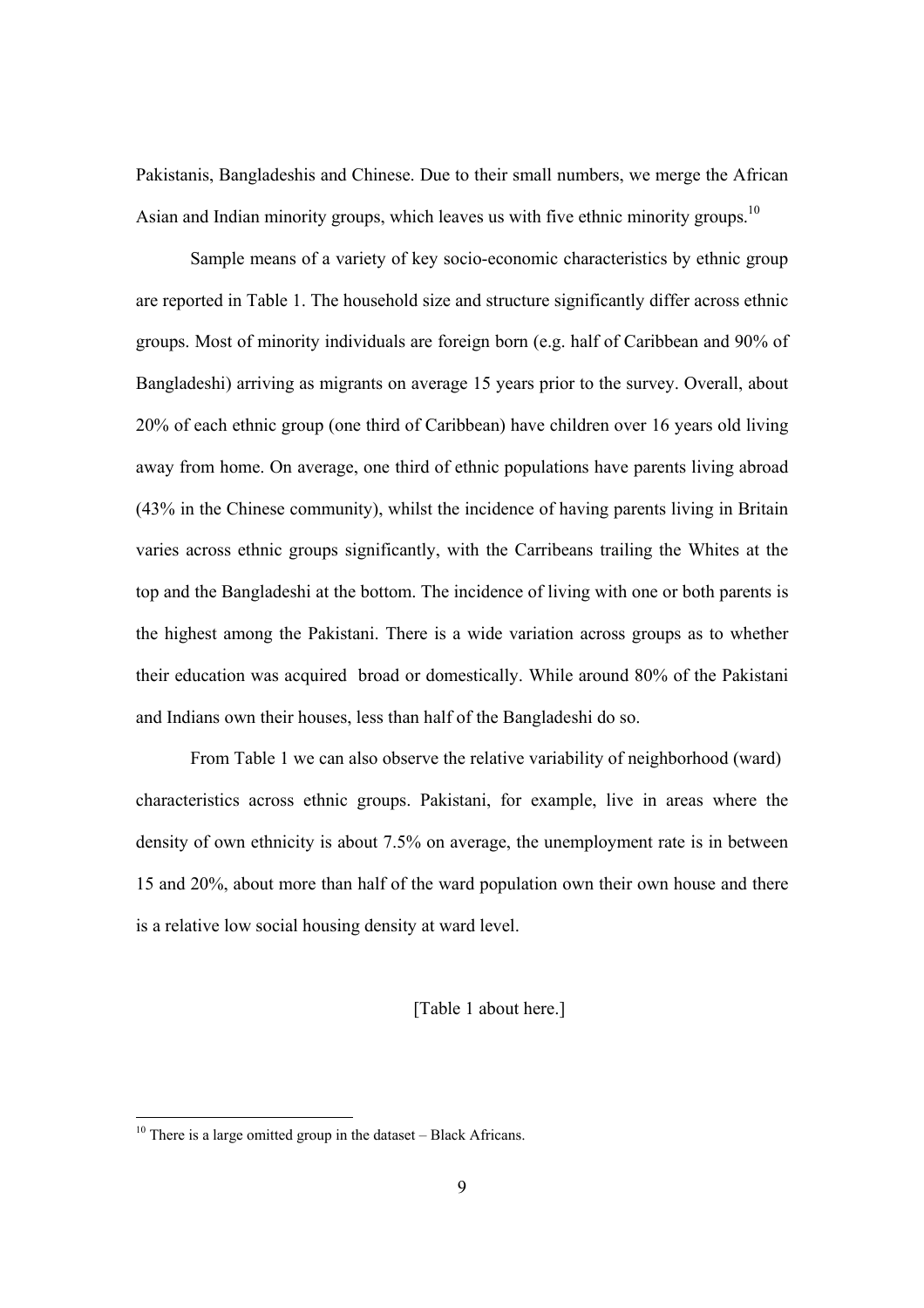Pakistanis, Bangladeshis and Chinese. Due to their small numbers, we merge the African Asian and Indian minority groups, which leaves us with five ethnic minority groups.[10]

Sample means of a variety of key socio-economic characteristics by ethnic group are reported in Table 1. The household size and structure significantly differ across ethnic groups. Most of minority individuals are foreign born (e.g. half of Caribbean and 90% of Bangladeshi) arriving as migrants on average 15 years prior to the survey. Overall, about 20% of each ethnic group (one third of Caribbean) have children over 16 years old living away from home. On average, one third of ethnic populations have parents living abroad (43% in the Chinese community), whilst the incidence of having parents living in Britain varies across ethnic groups significantly, with the Carribeans trailing the Whites at the top and the Bangladeshi at the bottom. The incidence of living with one or both parents is the highest among the Pakistani. There is a wide variation across groups as to whether their education was acquired broad or domestically. While around 80% of the Pakistani and Indians own their houses, less than half of the Bangladeshi do so.

From Table 1 we can also observe the relative variability of neighborhood (ward) characteristics across ethnic groups. Pakistani, for example, live in areas where the density of own ethnicity is about 7.5% on average, the unemployment rate is in between 15 and 20%, about more than half of the ward population own their own house and there is a relative low social housing density at ward level.

[Table 1 about here.]

[10] There is a large omitted group in the dataset – Black Africans.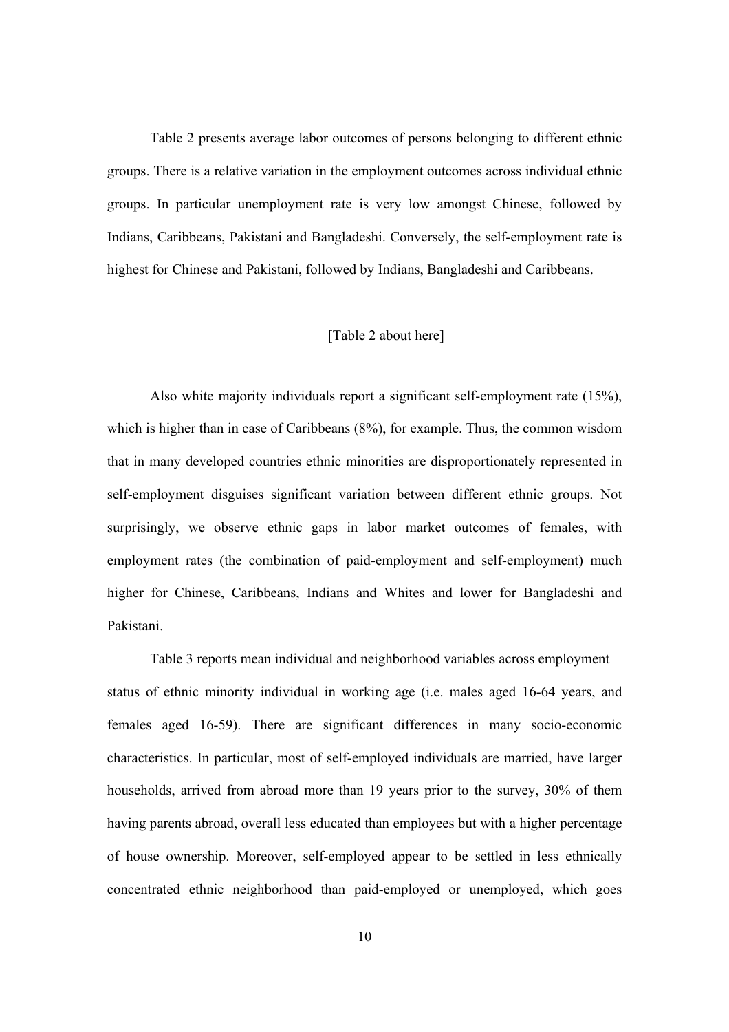Table 2 presents average labor outcomes of persons belonging to different ethnic groups. There is a relative variation in the employment outcomes across individual ethnic groups. In particular unemployment rate is very low amongst Chinese, followed by Indians, Caribbeans, Pakistani and Bangladeshi. Conversely, the self-employment rate is highest for Chinese and Pakistani, followed by Indians, Bangladeshi and Caribbeans.

[Table 2 about here]

Also white majority individuals report a significant self-employment rate (15%), which is higher than in case of Caribbeans (8%), for example. Thus, the common wisdom that in many developed countries ethnic minorities are disproportionately represented in self-employment disguises significant variation between different ethnic groups. Not surprisingly, we observe ethnic gaps in labor market outcomes of females, with employment rates (the combination of paid-employment and self-employment) much higher for Chinese, Caribbeans, Indians and Whites and lower for Bangladeshi and Pakistani.

Table 3 reports mean individual and neighborhood variables across employment status of ethnic minority individual in working age (i.e. males aged 16-64 years, and females aged 16-59). There are significant differences in many socio-economic characteristics. In particular, most of self-employed individuals are married, have larger households, arrived from abroad more than 19 years prior to the survey, 30% of them having parents abroad, overall less educated than employees but with a higher percentage of house ownership. Moreover, self-employed appear to be settled in less ethnically concentrated ethnic neighborhood than paid-employed or unemployed, which goes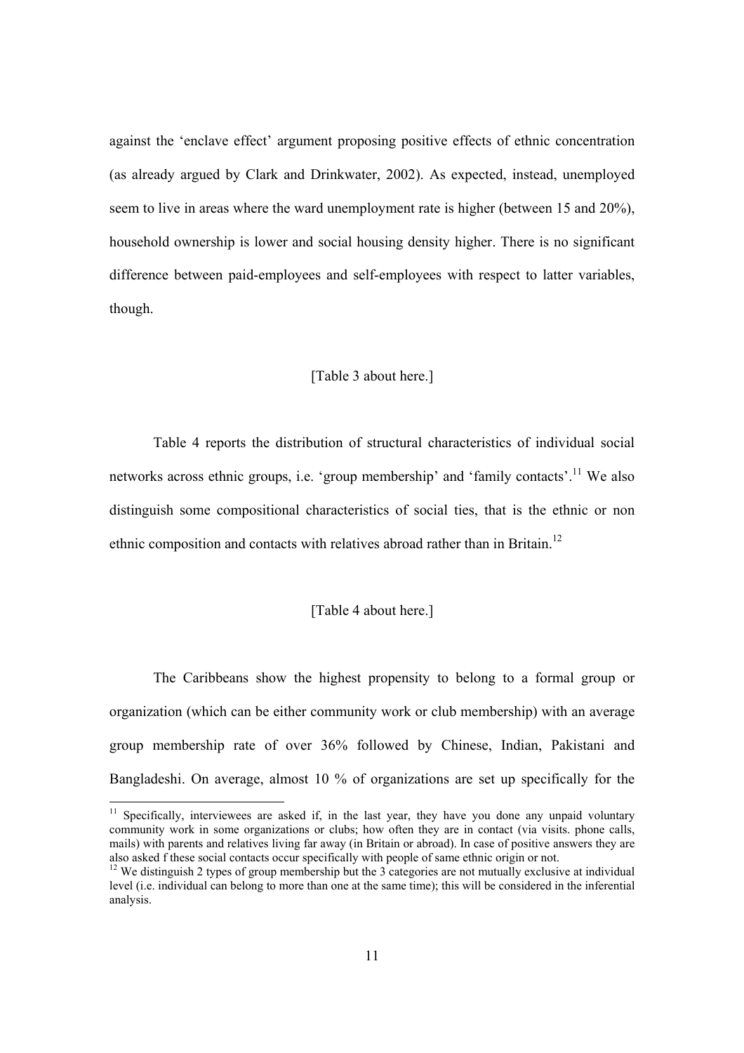against the 'enclave effect' argument proposing positive effects of ethnic concentration (as already argued by Clark and Drinkwater, 2002). As expected, instead, unemployed seem to live in areas where the ward unemployment rate is higher (between 15 and 20%), household ownership is lower and social housing density higher. There is no significant difference between paid-employees and self-employees with respect to latter variables, though.

[Table 3 about here.]

Table 4 reports the distribution of structural characteristics of individual social networks across ethnic groups, i.e. 'group membership' and 'family contacts'.[11] We also distinguish some compositional characteristics of social ties, that is the ethnic or non ethnic composition and contacts with relatives abroad rather than in Britain.[12]

[Table 4 about here.]

The Caribbeans show the highest propensity to belong to a formal group or organization (which can be either community work or club membership) with an average group membership rate of over 36% followed by Chinese, Indian, Pakistani and Bangladeshi. On average, almost 10 % of organizations are set up specifically for the

---

[11] Specifically, interviewees are asked if, in the last year, they have you done any unpaid voluntary community work in some organizations or clubs; how often they are in contact (via visits. phone calls, mails) with parents and relatives living far away (in Britain or abroad). In case of positive answers they are also asked f these social contacts occur specifically with people of same ethnic origin or not.

[12] We distinguish 2 types of group membership but the 3 categories are not mutually exclusive at individual level (i.e. individual can belong to more than one at the same time); this will be considered in the inferential analysis.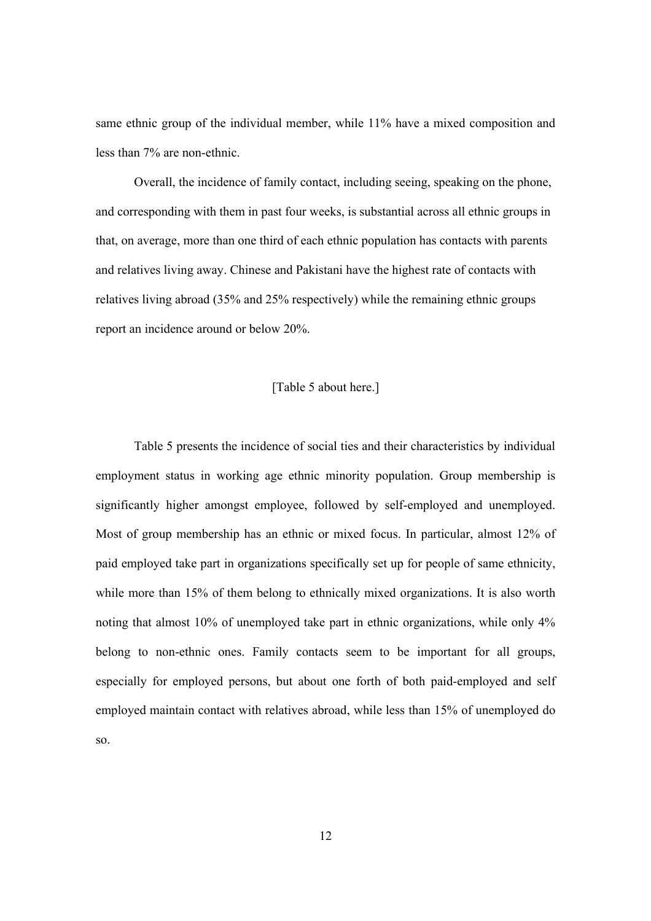same ethnic group of the individual member, while 11% have a mixed composition and less than 7% are non-ethnic.

Overall, the incidence of family contact, including seeing, speaking on the phone, and corresponding with them in past four weeks, is substantial across all ethnic groups in that, on average, more than one third of each ethnic population has contacts with parents and relatives living away. Chinese and Pakistani have the highest rate of contacts with relatives living abroad (35% and 25% respectively) while the remaining ethnic groups report an incidence around or below 20%.

[Table 5 about here.]

Table 5 presents the incidence of social ties and their characteristics by individual employment status in working age ethnic minority population. Group membership is significantly higher amongst employee, followed by self-employed and unemployed. Most of group membership has an ethnic or mixed focus. In particular, almost 12% of paid employed take part in organizations specifically set up for people of same ethnicity, while more than 15% of them belong to ethnically mixed organizations. It is also worth noting that almost 10% of unemployed take part in ethnic organizations, while only 4% belong to non-ethnic ones. Family contacts seem to be important for all groups, especially for employed persons, but about one forth of both paid-employed and self employed maintain contact with relatives abroad, while less than 15% of unemployed do so.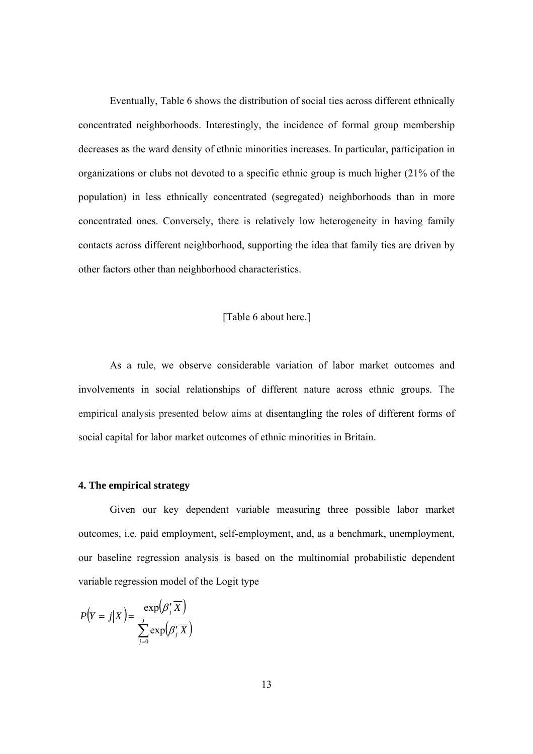Eventually, Table 6 shows the distribution of social ties across different ethnically concentrated neighborhoods. Interestingly, the incidence of formal group membership decreases as the ward density of ethnic minorities increases. In particular, participation in organizations or clubs not devoted to a specific ethnic group is much higher (21% of the population) in less ethnically concentrated (segregated) neighborhoods than in more concentrated ones. Conversely, there is relatively low heterogeneity in having family contacts across different neighborhood, supporting the idea that family ties are driven by other factors other than neighborhood characteristics.

[Table 6 about here.]

As a rule, we observe considerable variation of labor market outcomes and involvements in social relationships of different nature across ethnic groups. The empirical analysis presented below aims at disentangling the roles of different forms of social capital for labor market outcomes of ethnic minorities in Britain.

### 4. The empirical strategy

Given our key dependent variable measuring three possible labor market outcomes, i.e. paid employment, self-employment, and, as a benchmark, unemployment, our baseline regression analysis is based on the multinomial probabilistic dependent variable regression model of the Logit type

$$P\left(Y = j \middle| \overline{X}\right) = \frac{\exp\left(\beta_j' \overline{X}\right)}{\sum_{j=0}^{J} \exp\left(\beta_j' \overline{X}\right)}$$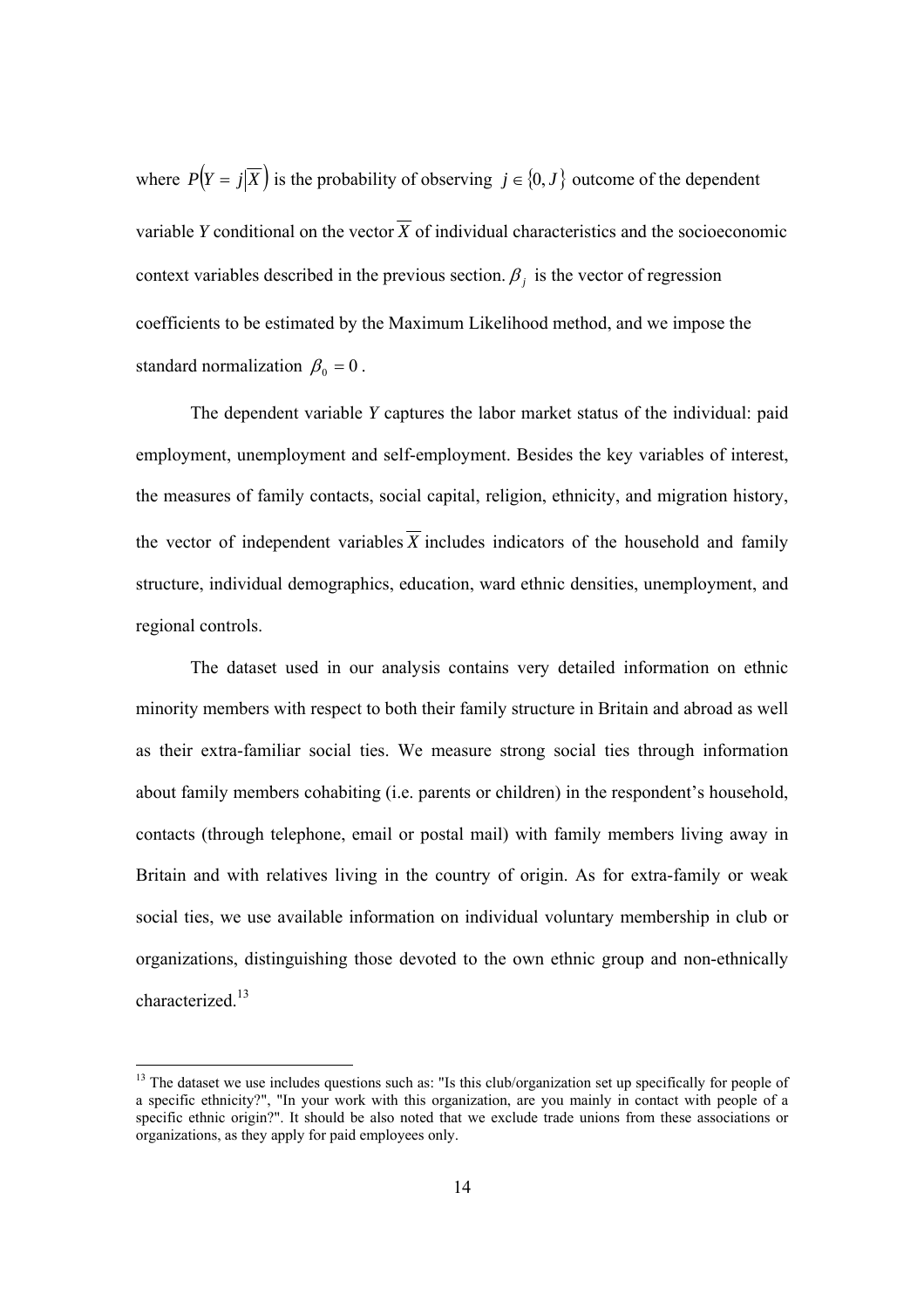where $P\left(Y = j\middle|\overline{X}\right)$ is the probability of observing $j \in \{0, J\}$ outcome of the dependent variable *Y* conditional on the vector $\overline{X}$ of individual characteristics and the socioeconomic context variables described in the previous section. $\beta_j$ is the vector of regression coefficients to be estimated by the Maximum Likelihood method, and we impose the standard normalization $\beta_0 = 0$.

The dependent variable *Y* captures the labor market status of the individual: paid employment, unemployment and self-employment. Besides the key variables of interest, the measures of family contacts, social capital, religion, ethnicity, and migration history, the vector of independent variables $\overline{X}$ includes indicators of the household and family structure, individual demographics, education, ward ethnic densities, unemployment, and regional controls.

The dataset used in our analysis contains very detailed information on ethnic minority members with respect to both their family structure in Britain and abroad as well as their extra-familiar social ties. We measure strong social ties through information about family members cohabiting (i.e. parents or children) in the respondent's household, contacts (through telephone, email or postal mail) with family members living away in Britain and with relatives living in the country of origin. As for extra-family or weak social ties, we use available information on individual voluntary membership in club or organizations, distinguishing those devoted to the own ethnic group and non-ethnically characterized.[13]

[13] The dataset we use includes questions such as: "Is this club/organization set up specifically for people of a specific ethnicity?", "In your work with this organization, are you mainly in contact with people of a specific ethnic origin?". It should be also noted that we exclude trade unions from these associations or organizations, as they apply for paid employees only.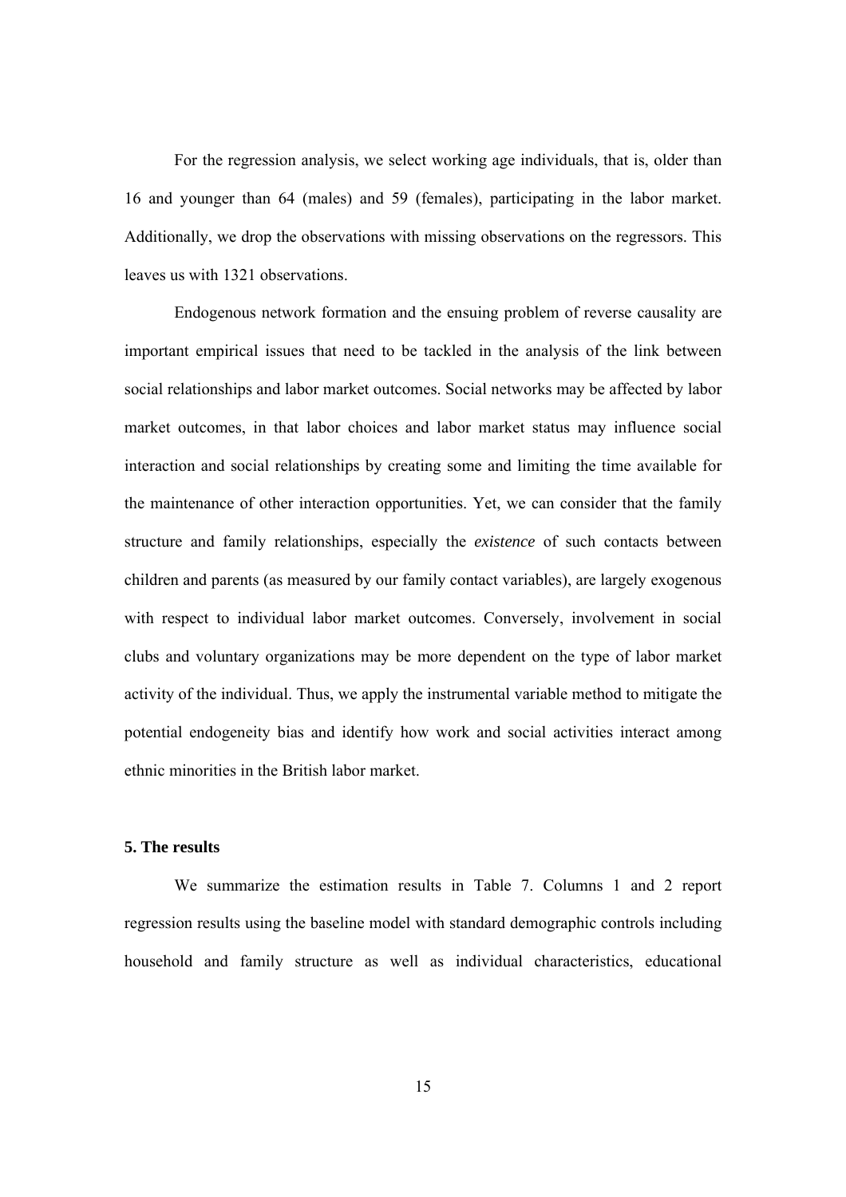For the regression analysis, we select working age individuals, that is, older than 16 and younger than 64 (males) and 59 (females), participating in the labor market. Additionally, we drop the observations with missing observations on the regressors. This leaves us with 1321 observations.

Endogenous network formation and the ensuing problem of reverse causality are important empirical issues that need to be tackled in the analysis of the link between social relationships and labor market outcomes. Social networks may be affected by labor market outcomes, in that labor choices and labor market status may influence social interaction and social relationships by creating some and limiting the time available for the maintenance of other interaction opportunities. Yet, we can consider that the family structure and family relationships, especially the *existence* of such contacts between children and parents (as measured by our family contact variables), are largely exogenous with respect to individual labor market outcomes. Conversely, involvement in social clubs and voluntary organizations may be more dependent on the type of labor market activity of the individual. Thus, we apply the instrumental variable method to mitigate the potential endogeneity bias and identify how work and social activities interact among ethnic minorities in the British labor market.

### 5. The results

We summarize the estimation results in Table 7. Columns 1 and 2 report regression results using the baseline model with standard demographic controls including household and family structure as well as individual characteristics, educational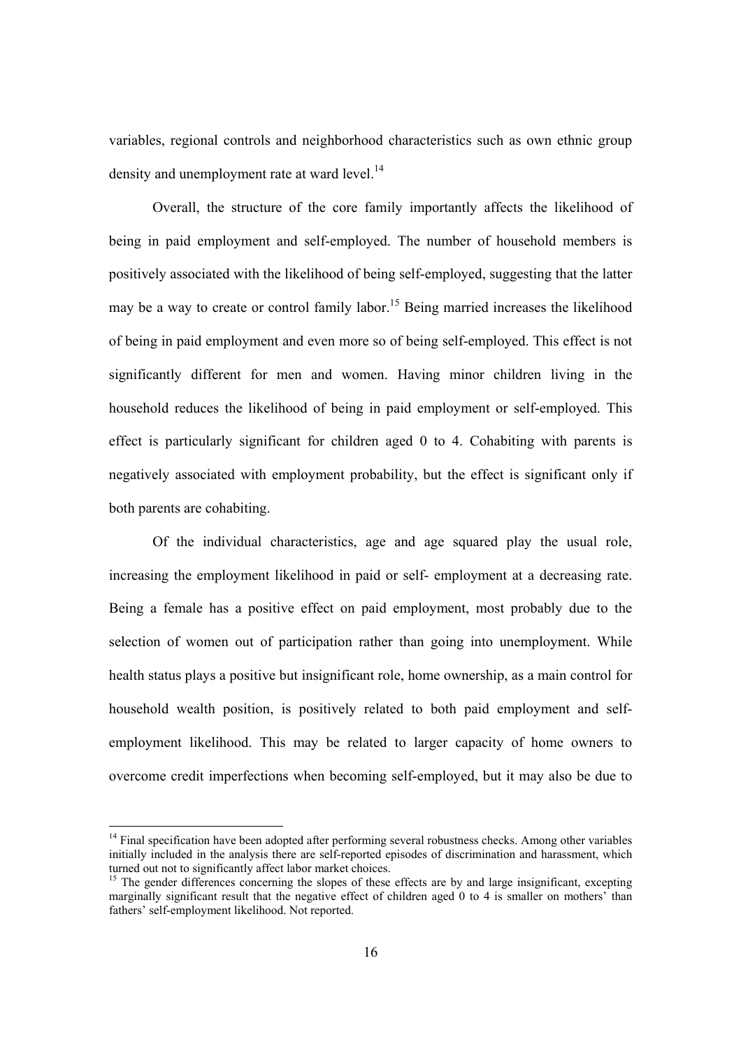variables, regional controls and neighborhood characteristics such as own ethnic group density and unemployment rate at ward level.[14]

Overall, the structure of the core family importantly affects the likelihood of being in paid employment and self-employed. The number of household members is positively associated with the likelihood of being self-employed, suggesting that the latter may be a way to create or control family labor.[15] Being married increases the likelihood of being in paid employment and even more so of being self-employed. This effect is not significantly different for men and women. Having minor children living in the household reduces the likelihood of being in paid employment or self-employed. This effect is particularly significant for children aged 0 to 4. Cohabiting with parents is negatively associated with employment probability, but the effect is significant only if both parents are cohabiting.

Of the individual characteristics, age and age squared play the usual role, increasing the employment likelihood in paid or self- employment at a decreasing rate. Being a female has a positive effect on paid employment, most probably due to the selection of women out of participation rather than going into unemployment. While health status plays a positive but insignificant role, home ownership, as a main control for household wealth position, is positively related to both paid employment and self-employment likelihood. This may be related to larger capacity of home owners to overcome credit imperfections when becoming self-employed, but it may also be due to

---

[14] Final specification have been adopted after performing several robustness checks. Among other variables initially included in the analysis there are self-reported episodes of discrimination and harassment, which turned out not to significantly affect labor market choices.

[15] The gender differences concerning the slopes of these effects are by and large insignificant, excepting marginally significant result that the negative effect of children aged 0 to 4 is smaller on mothers' than fathers' self-employment likelihood. Not reported.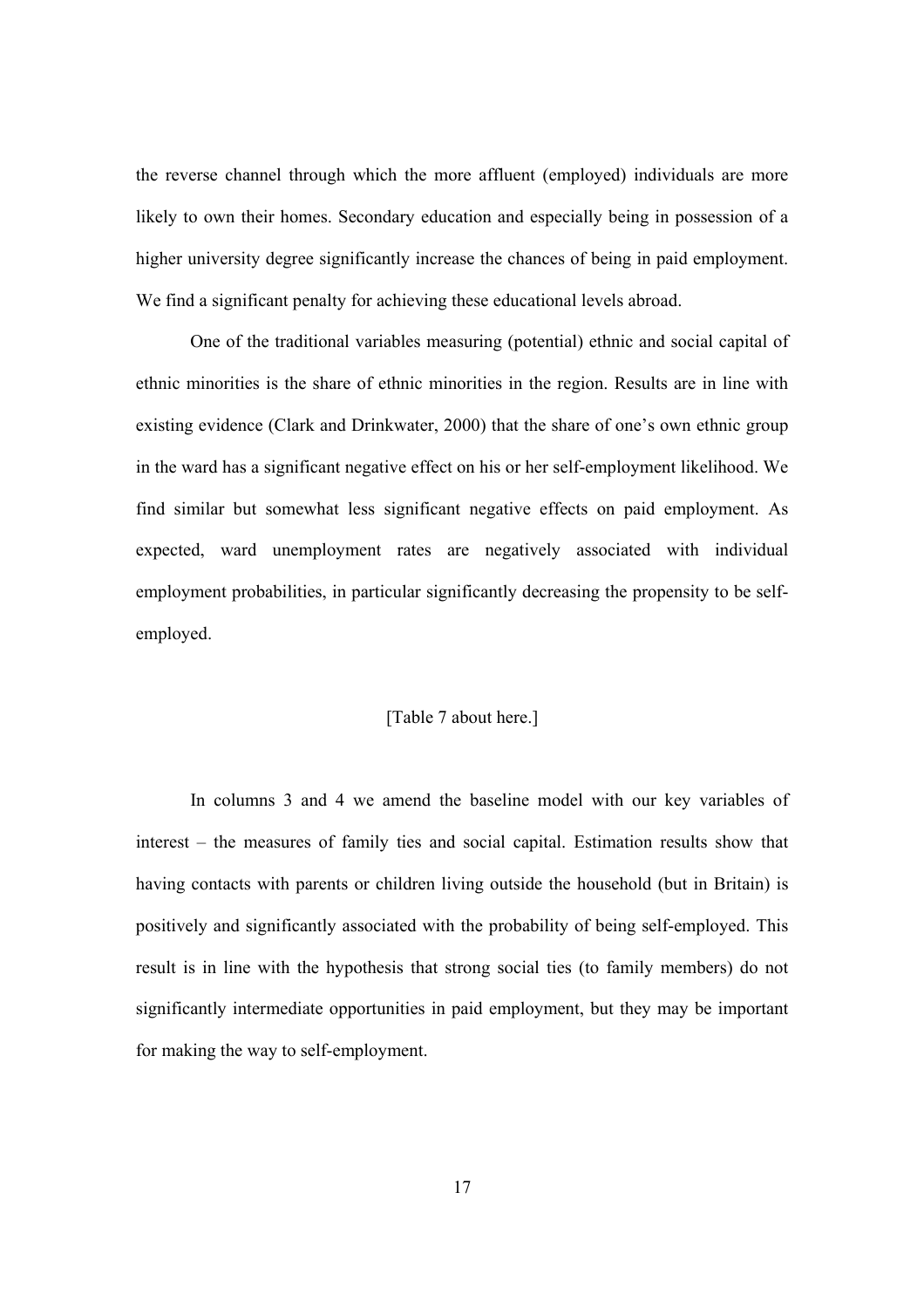the reverse channel through which the more affluent (employed) individuals are more likely to own their homes. Secondary education and especially being in possession of a higher university degree significantly increase the chances of being in paid employment. We find a significant penalty for achieving these educational levels abroad.

One of the traditional variables measuring (potential) ethnic and social capital of ethnic minorities is the share of ethnic minorities in the region. Results are in line with existing evidence (Clark and Drinkwater, 2000) that the share of one's own ethnic group in the ward has a significant negative effect on his or her self-employment likelihood. We find similar but somewhat less significant negative effects on paid employment. As expected, ward unemployment rates are negatively associated with individual employment probabilities, in particular significantly decreasing the propensity to be self-employed.

[Table 7 about here.]

In columns 3 and 4 we amend the baseline model with our key variables of interest – the measures of family ties and social capital. Estimation results show that having contacts with parents or children living outside the household (but in Britain) is positively and significantly associated with the probability of being self-employed. This result is in line with the hypothesis that strong social ties (to family members) do not significantly intermediate opportunities in paid employment, but they may be important for making the way to self-employment.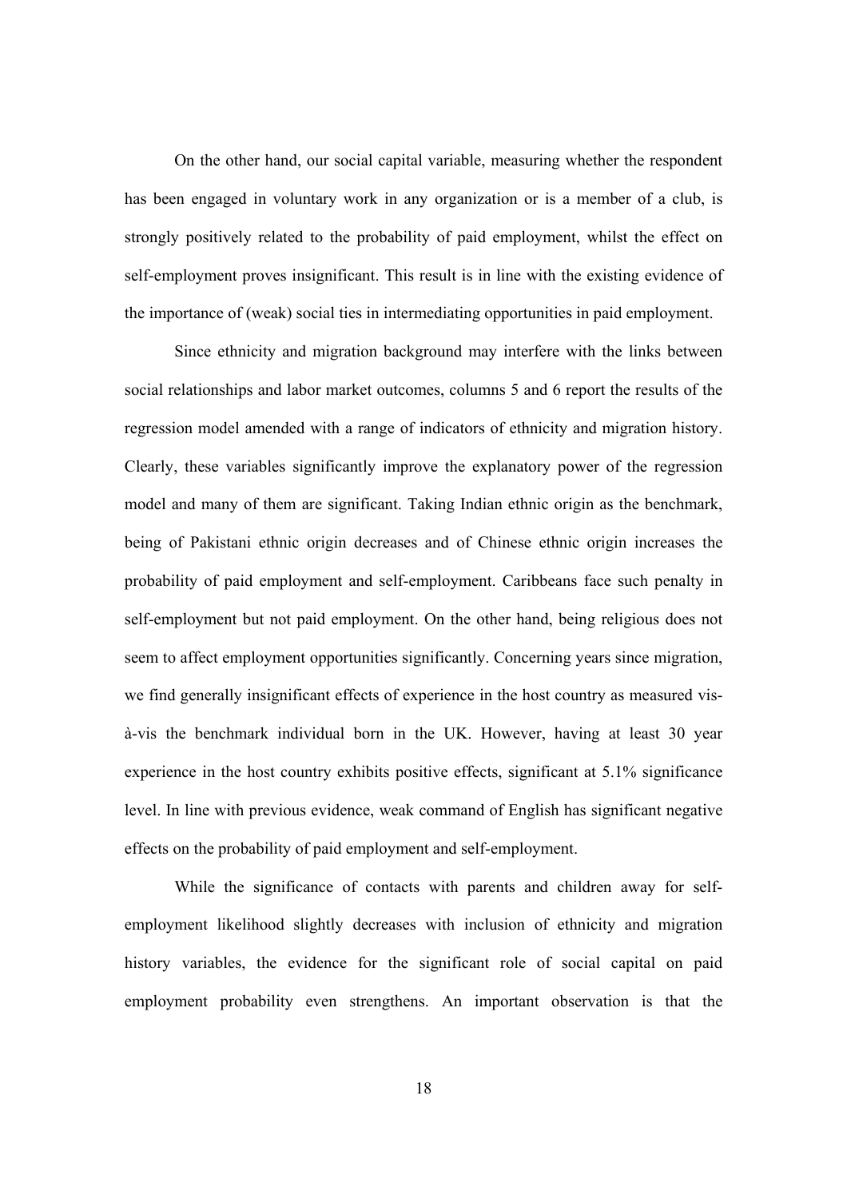On the other hand, our social capital variable, measuring whether the respondent has been engaged in voluntary work in any organization or is a member of a club, is strongly positively related to the probability of paid employment, whilst the effect on self-employment proves insignificant. This result is in line with the existing evidence of the importance of (weak) social ties in intermediating opportunities in paid employment.

Since ethnicity and migration background may interfere with the links between social relationships and labor market outcomes, columns 5 and 6 report the results of the regression model amended with a range of indicators of ethnicity and migration history. Clearly, these variables significantly improve the explanatory power of the regression model and many of them are significant. Taking Indian ethnic origin as the benchmark, being of Pakistani ethnic origin decreases and of Chinese ethnic origin increases the probability of paid employment and self-employment. Caribbeans face such penalty in self-employment but not paid employment. On the other hand, being religious does not seem to affect employment opportunities significantly. Concerning years since migration, we find generally insignificant effects of experience in the host country as measured vis-à-vis the benchmark individual born in the UK. However, having at least 30 year experience in the host country exhibits positive effects, significant at 5.1% significance level. In line with previous evidence, weak command of English has significant negative effects on the probability of paid employment and self-employment.

While the significance of contacts with parents and children away for self-employment likelihood slightly decreases with inclusion of ethnicity and migration history variables, the evidence for the significant role of social capital on paid employment probability even strengthens. An important observation is that the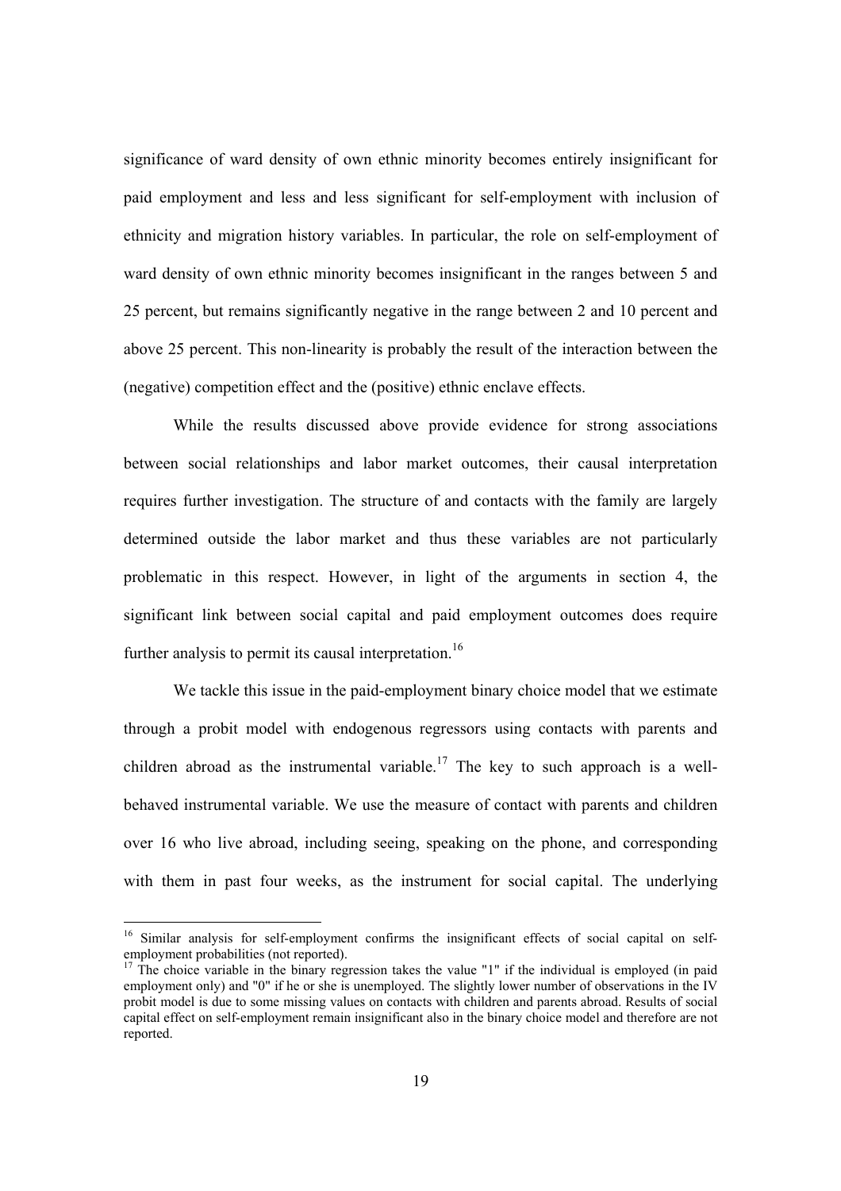significance of ward density of own ethnic minority becomes entirely insignificant for paid employment and less and less significant for self-employment with inclusion of ethnicity and migration history variables. In particular, the role on self-employment of ward density of own ethnic minority becomes insignificant in the ranges between 5 and 25 percent, but remains significantly negative in the range between 2 and 10 percent and above 25 percent. This non-linearity is probably the result of the interaction between the (negative) competition effect and the (positive) ethnic enclave effects.

While the results discussed above provide evidence for strong associations between social relationships and labor market outcomes, their causal interpretation requires further investigation. The structure of and contacts with the family are largely determined outside the labor market and thus these variables are not particularly problematic in this respect. However, in light of the arguments in section 4, the significant link between social capital and paid employment outcomes does require further analysis to permit its causal interpretation.[16]

We tackle this issue in the paid-employment binary choice model that we estimate through a probit model with endogenous regressors using contacts with parents and children abroad as the instrumental variable.[17] The key to such approach is a well-behaved instrumental variable. We use the measure of contact with parents and children over 16 who live abroad, including seeing, speaking on the phone, and corresponding with them in past four weeks, as the instrument for social capital. The underlying

---

[16] Similar analysis for self-employment confirms the insignificant effects of social capital on self-employment probabilities (not reported).

[17] The choice variable in the binary regression takes the value "1" if the individual is employed (in paid employment only) and "0" if he or she is unemployed. The slightly lower number of observations in the IV probit model is due to some missing values on contacts with children and parents abroad. Results of social capital effect on self-employment remain insignificant also in the binary choice model and therefore are not reported.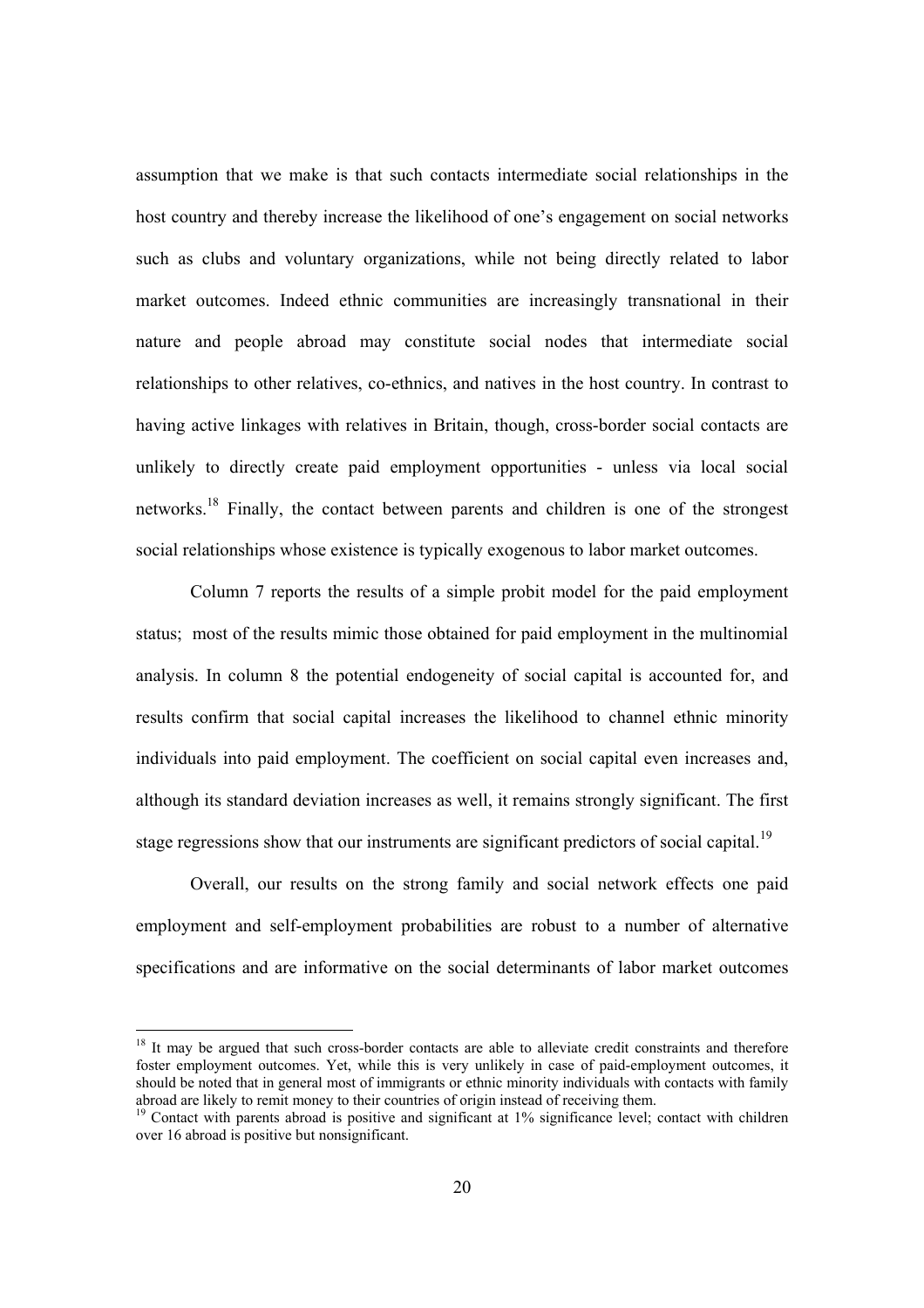assumption that we make is that such contacts intermediate social relationships in the host country and thereby increase the likelihood of one's engagement on social networks such as clubs and voluntary organizations, while not being directly related to labor market outcomes. Indeed ethnic communities are increasingly transnational in their nature and people abroad may constitute social nodes that intermediate social relationships to other relatives, co-ethnics, and natives in the host country. In contrast to having active linkages with relatives in Britain, though, cross-border social contacts are unlikely to directly create paid employment opportunities - unless via local social networks.[18] Finally, the contact between parents and children is one of the strongest social relationships whose existence is typically exogenous to labor market outcomes.

Column 7 reports the results of a simple probit model for the paid employment status; most of the results mimic those obtained for paid employment in the multinomial analysis. In column 8 the potential endogeneity of social capital is accounted for, and results confirm that social capital increases the likelihood to channel ethnic minority individuals into paid employment. The coefficient on social capital even increases and, although its standard deviation increases as well, it remains strongly significant. The first stage regressions show that our instruments are significant predictors of social capital.[19]

Overall, our results on the strong family and social network effects one paid employment and self-employment probabilities are robust to a number of alternative specifications and are informative on the social determinants of labor market outcomes

---

[18] It may be argued that such cross-border contacts are able to alleviate credit constraints and therefore foster employment outcomes. Yet, while this is very unlikely in case of paid-employment outcomes, it should be noted that in general most of immigrants or ethnic minority individuals with contacts with family abroad are likely to remit money to their countries of origin instead of receiving them.

[19] Contact with parents abroad is positive and significant at 1% significance level; contact with children over 16 abroad is positive but nonsignificant.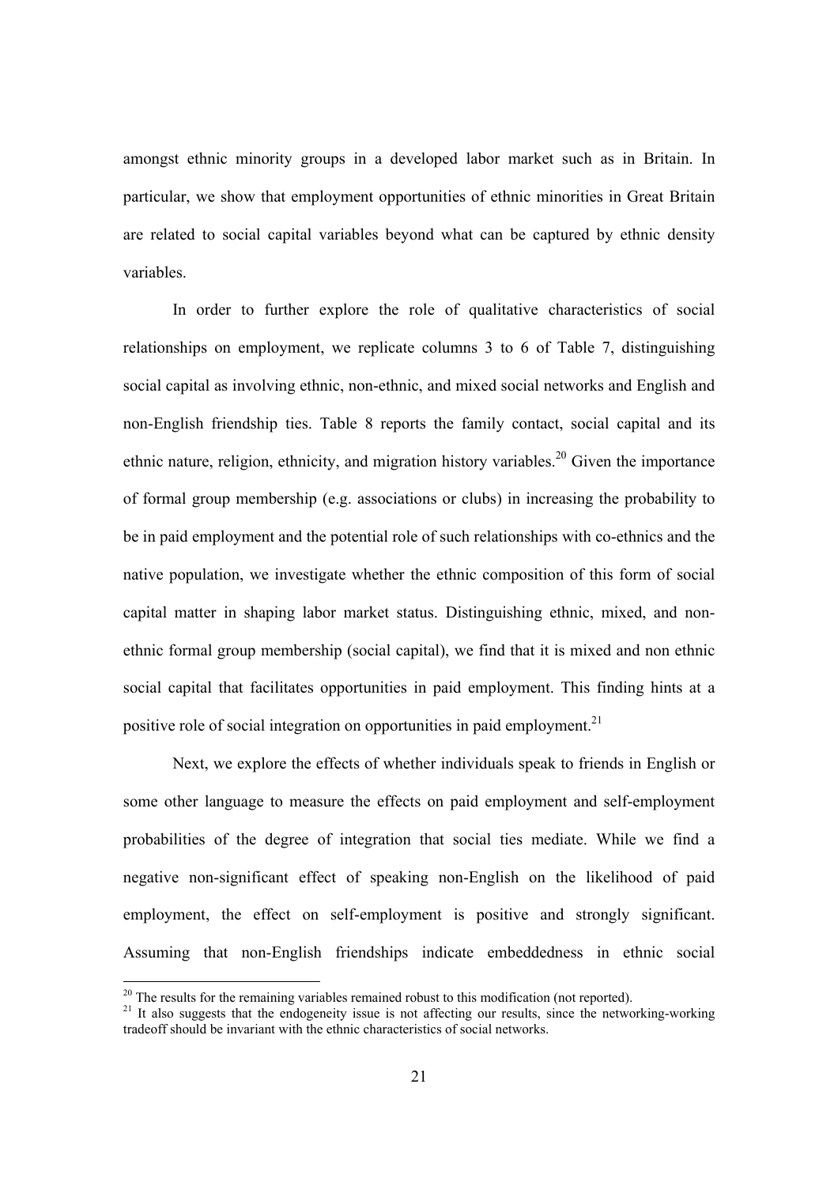amongst ethnic minority groups in a developed labor market such as in Britain. In particular, we show that employment opportunities of ethnic minorities in Great Britain are related to social capital variables beyond what can be captured by ethnic density variables.

In order to further explore the role of qualitative characteristics of social relationships on employment, we replicate columns 3 to 6 of Table 7, distinguishing social capital as involving ethnic, non-ethnic, and mixed social networks and English and non-English friendship ties. Table 8 reports the family contact, social capital and its ethnic nature, religion, ethnicity, and migration history variables.[20] Given the importance of formal group membership (e.g. associations or clubs) in increasing the probability to be in paid employment and the potential role of such relationships with co-ethnics and the native population, we investigate whether the ethnic composition of this form of social capital matter in shaping labor market status. Distinguishing ethnic, mixed, and non-ethnic formal group membership (social capital), we find that it is mixed and non ethnic social capital that facilitates opportunities in paid employment. This finding hints at a positive role of social integration on opportunities in paid employment.[21]

Next, we explore the effects of whether individuals speak to friends in English or some other language to measure the effects on paid employment and self-employment probabilities of the degree of integration that social ties mediate. While we find a negative non-significant effect of speaking non-English on the likelihood of paid employment, the effect on self-employment is positive and strongly significant. Assuming that non-English friendships indicate embeddedness in ethnic social

[20] The results for the remaining variables remained robust to this modification (not reported).

[21] It also suggests that the endogeneity issue is not affecting our results, since the networking-working tradeoff should be invariant with the ethnic characteristics of social networks.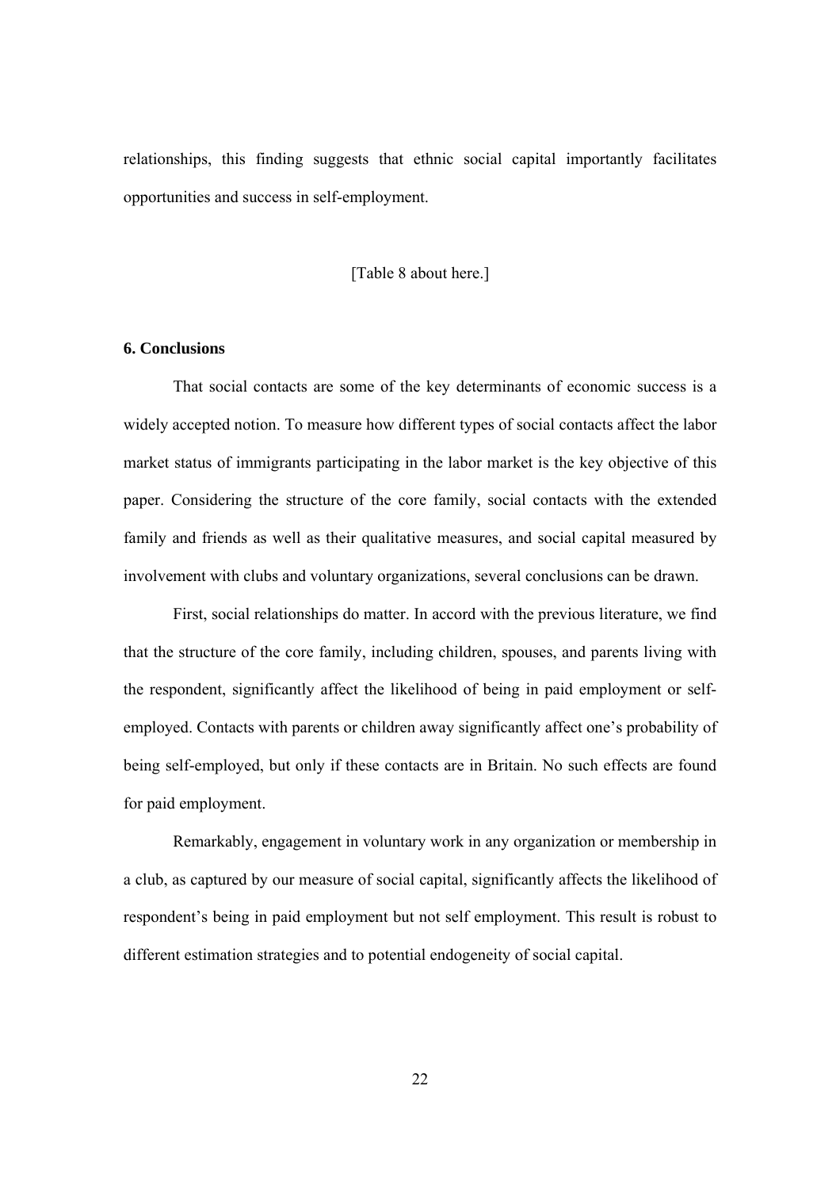relationships, this finding suggests that ethnic social capital importantly facilitates opportunities and success in self-employment.

[Table 8 about here.]

## 6. Conclusions

That social contacts are some of the key determinants of economic success is a widely accepted notion. To measure how different types of social contacts affect the labor market status of immigrants participating in the labor market is the key objective of this paper. Considering the structure of the core family, social contacts with the extended family and friends as well as their qualitative measures, and social capital measured by involvement with clubs and voluntary organizations, several conclusions can be drawn.

First, social relationships do matter. In accord with the previous literature, we find that the structure of the core family, including children, spouses, and parents living with the respondent, significantly affect the likelihood of being in paid employment or self-employed. Contacts with parents or children away significantly affect one's probability of being self-employed, but only if these contacts are in Britain. No such effects are found for paid employment.

Remarkably, engagement in voluntary work in any organization or membership in a club, as captured by our measure of social capital, significantly affects the likelihood of respondent's being in paid employment but not self employment. This result is robust to different estimation strategies and to potential endogeneity of social capital.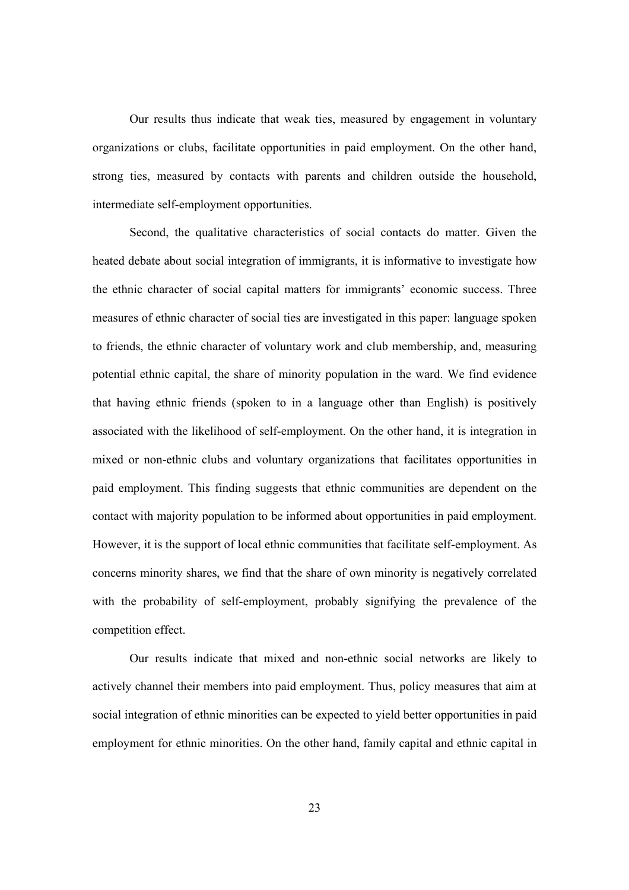Our results thus indicate that weak ties, measured by engagement in voluntary organizations or clubs, facilitate opportunities in paid employment. On the other hand, strong ties, measured by contacts with parents and children outside the household, intermediate self-employment opportunities.

Second, the qualitative characteristics of social contacts do matter. Given the heated debate about social integration of immigrants, it is informative to investigate how the ethnic character of social capital matters for immigrants' economic success. Three measures of ethnic character of social ties are investigated in this paper: language spoken to friends, the ethnic character of voluntary work and club membership, and, measuring potential ethnic capital, the share of minority population in the ward. We find evidence that having ethnic friends (spoken to in a language other than English) is positively associated with the likelihood of self-employment. On the other hand, it is integration in mixed or non-ethnic clubs and voluntary organizations that facilitates opportunities in paid employment. This finding suggests that ethnic communities are dependent on the contact with majority population to be informed about opportunities in paid employment. However, it is the support of local ethnic communities that facilitate self-employment. As concerns minority shares, we find that the share of own minority is negatively correlated with the probability of self-employment, probably signifying the prevalence of the competition effect.

Our results indicate that mixed and non-ethnic social networks are likely to actively channel their members into paid employment. Thus, policy measures that aim at social integration of ethnic minorities can be expected to yield better opportunities in paid employment for ethnic minorities. On the other hand, family capital and ethnic capital in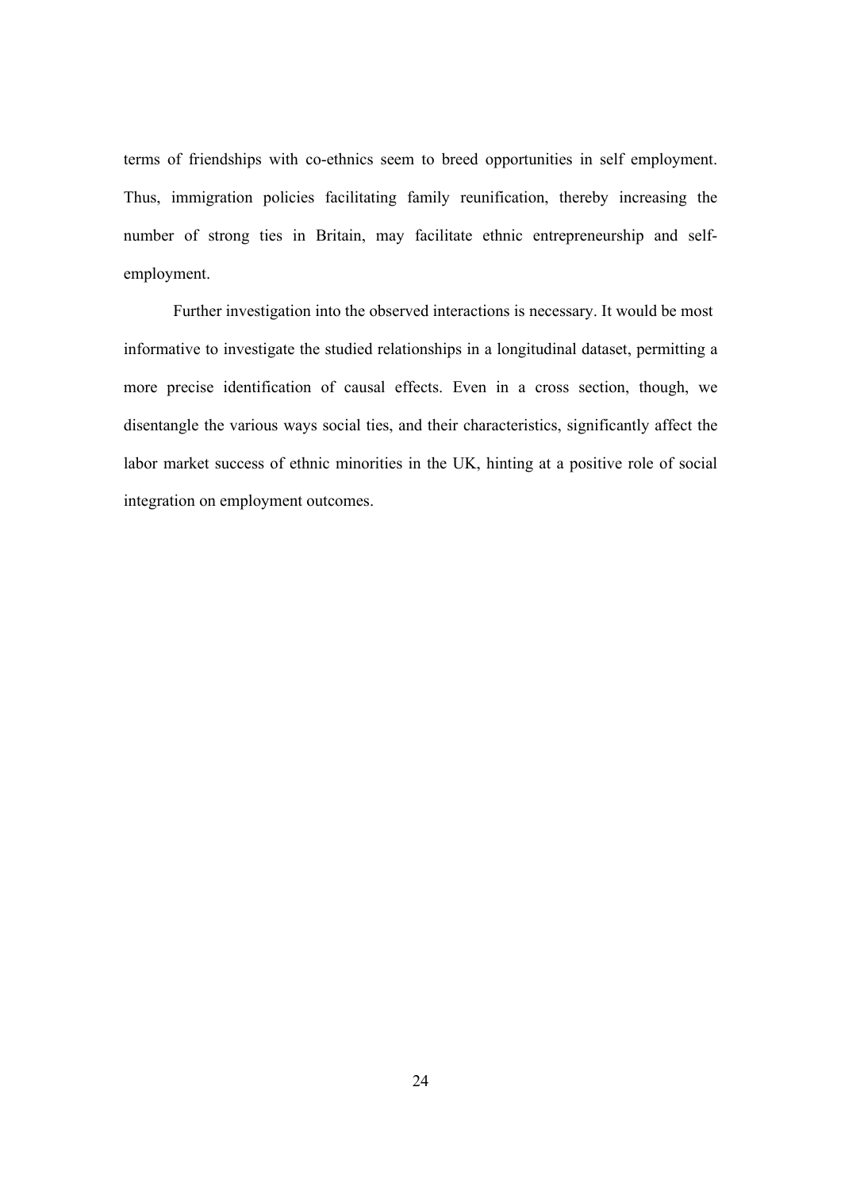terms of friendships with co-ethnics seem to breed opportunities in self employment. Thus, immigration policies facilitating family reunification, thereby increasing the number of strong ties in Britain, may facilitate ethnic entrepreneurship and self-employment.

Further investigation into the observed interactions is necessary. It would be most informative to investigate the studied relationships in a longitudinal dataset, permitting a more precise identification of causal effects. Even in a cross section, though, we disentangle the various ways social ties, and their characteristics, significantly affect the labor market success of ethnic minorities in the UK, hinting at a positive role of social integration on employment outcomes.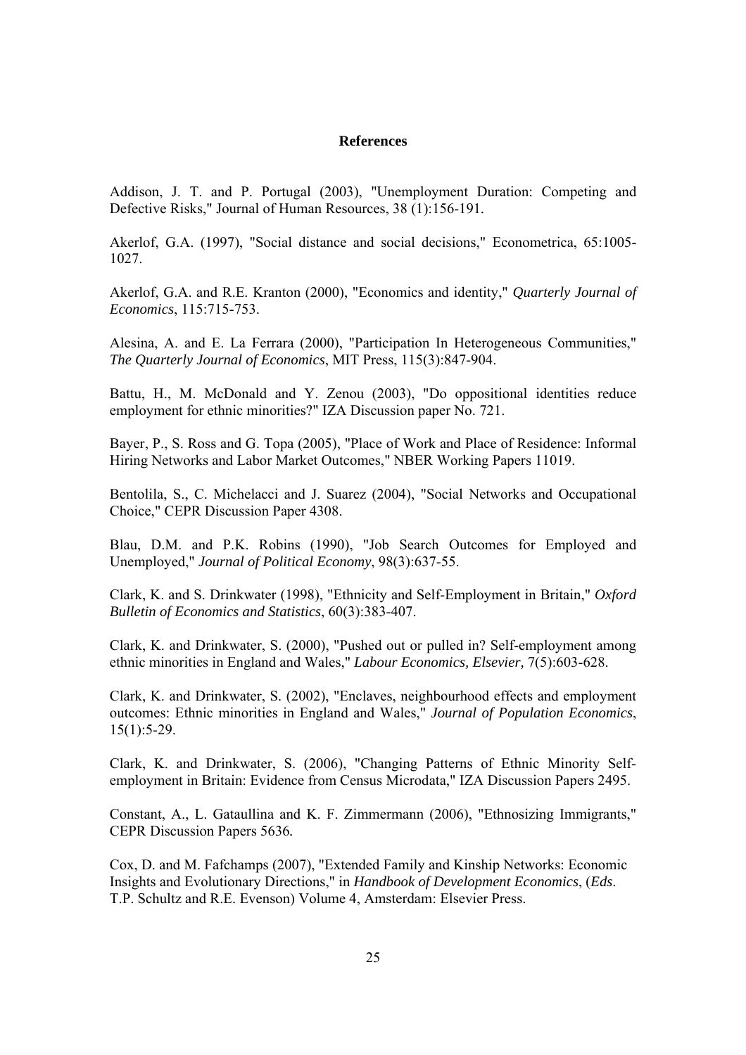## References

Addison, J. T. and P. Portugal (2003), "Unemployment Duration: Competing and Defective Risks," Journal of Human Resources, 38 (1):156-191.

Akerlof, G.A. (1997), "Social distance and social decisions," Econometrica, 65:1005-1027.

Akerlof, G.A. and R.E. Kranton (2000), "Economics and identity," *Quarterly Journal of Economics*, 115:715-753.

Alesina, A. and E. La Ferrara (2000), "Participation In Heterogeneous Communities," *The Quarterly Journal of Economics*, MIT Press, 115(3):847-904.

Battu, H., M. McDonald and Y. Zenou (2003), "Do oppositional identities reduce employment for ethnic minorities?" IZA Discussion paper No. 721.

Bayer, P., S. Ross and G. Topa (2005), "Place of Work and Place of Residence: Informal Hiring Networks and Labor Market Outcomes," NBER Working Papers 11019.

Bentolila, S., C. Michelacci and J. Suarez (2004), "Social Networks and Occupational Choice," CEPR Discussion Paper 4308.

Blau, D.M. and P.K. Robins (1990), "Job Search Outcomes for Employed and Unemployed," *Journal of Political Economy*, 98(3):637-55.

Clark, K. and S. Drinkwater (1998), "Ethnicity and Self-Employment in Britain," *Oxford Bulletin of Economics and Statistics*, 60(3):383-407.

Clark, K. and Drinkwater, S. (2000), "Pushed out or pulled in? Self-employment among ethnic minorities in England and Wales," *Labour Economics, Elsevier,* 7(5):603-628.

Clark, K. and Drinkwater, S. (2002), "Enclaves, neighbourhood effects and employment outcomes: Ethnic minorities in England and Wales," *Journal of Population Economics*, 15(1):5-29.

Clark, K. and Drinkwater, S. (2006), "Changing Patterns of Ethnic Minority Self-employment in Britain: Evidence from Census Microdata," IZA Discussion Papers 2495.

Constant, A., L. Gataullina and K. F. Zimmermann (2006), "Ethnosizing Immigrants," CEPR Discussion Papers 5636*.*

Cox, D. and M. Fafchamps (2007), "Extended Family and Kinship Networks: Economic Insights and Evolutionary Directions," in *Handbook of Development Economics*, (*Eds.* T.P. Schultz and R.E. Evenson) Volume 4, Amsterdam: Elsevier Press.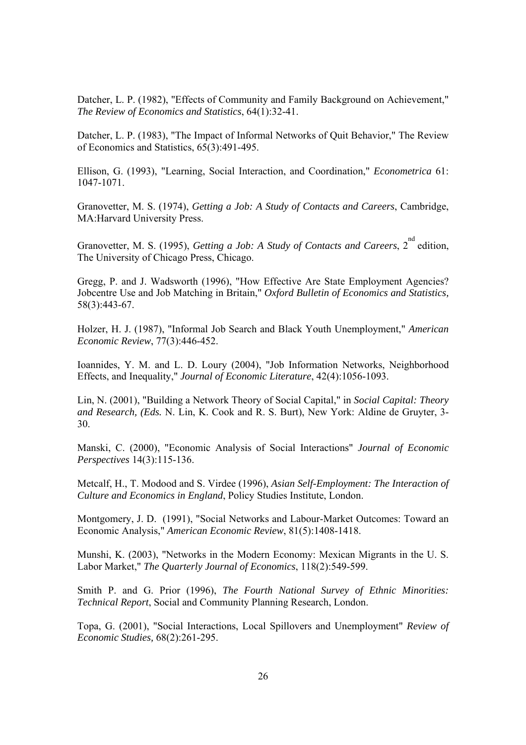Datcher, L. P. (1982), "Effects of Community and Family Background on Achievement," *The Review of Economics and Statistics*, 64(1):32-41.

Datcher, L. P. (1983), "The Impact of Informal Networks of Quit Behavior," The Review of Economics and Statistics, 65(3):491-495.

Ellison, G. (1993), "Learning, Social Interaction, and Coordination," *Econometrica* 61: 1047-1071.

Granovetter, M. S. (1974), *Getting a Job: A Study of Contacts and Careers*, Cambridge, MA:Harvard University Press.

Granovetter, M. S. (1995), *Getting a Job: A Study of Contacts and Careers*, 2nd edition, The University of Chicago Press, Chicago.

Gregg, P. and J. Wadsworth (1996), "How Effective Are State Employment Agencies? Jobcentre Use and Job Matching in Britain," *Oxford Bulletin of Economics and Statistics,* 58(3):443-67.

Holzer, H. J. (1987), "Informal Job Search and Black Youth Unemployment," *American Economic Review*, 77(3):446-452.

Ioannides, Y. M. and L. D. Loury (2004), "Job Information Networks, Neighborhood Effects, and Inequality," *Journal of Economic Literature*, 42(4):1056-1093.

Lin, N. (2001), "Building a Network Theory of Social Capital," in *Social Capital: Theory and Research, (Eds.* N. Lin, K. Cook and R. S. Burt), New York: Aldine de Gruyter, 3-30.

Manski, C. (2000), "Economic Analysis of Social Interactions" *Journal of Economic Perspectives* 14(3):115-136.

Metcalf, H., T. Modood and S. Virdee (1996), *Asian Self-Employment: The Interaction of Culture and Economics in England*, Policy Studies Institute, London.

Montgomery, J. D. (1991), "Social Networks and Labour-Market Outcomes: Toward an Economic Analysis," *American Economic Review*, 81(5):1408-1418.

Munshi, K. (2003), "Networks in the Modern Economy: Mexican Migrants in the U. S. Labor Market," *The Quarterly Journal of Economics*, 118(2):549-599.

Smith P. and G. Prior (1996), *The Fourth National Survey of Ethnic Minorities: Technical Report*, Social and Community Planning Research, London.

Topa, G. (2001), "Social Interactions, Local Spillovers and Unemployment" *Review of Economic Studies*, 68(2):261-295.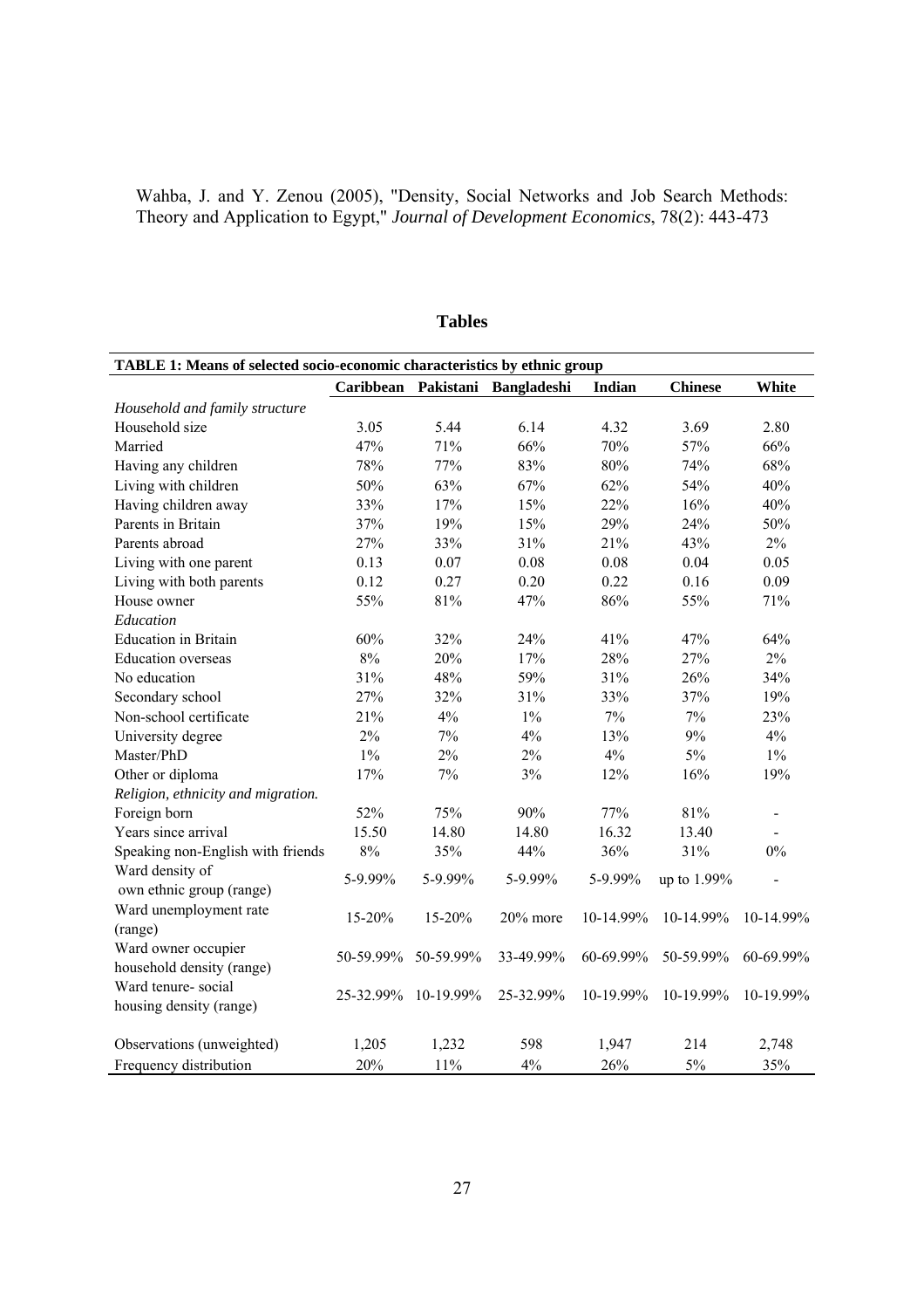Wahba, J. and Y. Zenou (2005), "Density, Social Networks and Job Search Methods: Theory and Application to Egypt," *Journal of Development Economics*, 78(2): 443-473

## Tables

| **TABLE 1: Means of selected socio-economic characteristics by ethnic group** | | | | | | |
|---|---|---|---|---|---|---|
| | **Caribbean** | **Pakistani** | **Bangladeshi** | **Indian** | **Chinese** | **White** |
| *Household and family structure* | | | | | | |
| Household size | 3.05 | 5.44 | 6.14 | 4.32 | 3.69 | 2.80 |
| Married | 47% | 71% | 66% | 70% | 57% | 66% |
| Having any children | 78% | 77% | 83% | 80% | 74% | 68% |
| Living with children | 50% | 63% | 67% | 62% | 54% | 40% |
| Having children away | 33% | 17% | 15% | 22% | 16% | 40% |
| Parents in Britain | 37% | 19% | 15% | 29% | 24% | 50% |
| Parents abroad | 27% | 33% | 31% | 21% | 43% | 2% |
| Living with one parent | 0.13 | 0.07 | 0.08 | 0.08 | 0.04 | 0.05 |
| Living with both parents | 0.12 | 0.27 | 0.20 | 0.22 | 0.16 | 0.09 |
| House owner | 55% | 81% | 47% | 86% | 55% | 71% |
| *Education* | | | | | | |
| Education in Britain | 60% | 32% | 24% | 41% | 47% | 64% |
| Education overseas | 8% | 20% | 17% | 28% | 27% | 2% |
| No education | 31% | 48% | 59% | 31% | 26% | 34% |
| Secondary school | 27% | 32% | 31% | 33% | 37% | 19% |
| Non-school certificate | 21% | 4% | 1% | 7% | 7% | 23% |
| University degree | 2% | 7% | 4% | 13% | 9% | 4% |
| Master/PhD | 1% | 2% | 2% | 4% | 5% | 1% |
| Other or diploma | 17% | 7% | 3% | 12% | 16% | 19% |
| *Religion, ethnicity and migration.* | | | | | | |
| Foreign born | 52% | 75% | 90% | 77% | 81% | - |
| Years since arrival | 15.50 | 14.80 | 14.80 | 16.32 | 13.40 | - |
| Speaking non-English with friends | 8% | 35% | 44% | 36% | 31% | 0% |
| Ward density of own ethnic group (range) | 5-9.99% | 5-9.99% | 5-9.99% | 5-9.99% | up to 1.99% | - |
| Ward unemployment rate (range) | 15-20% | 15-20% | 20% more | 10-14.99% | 10-14.99% | 10-14.99% |
| Ward owner occupier household density (range) | 50-59.99% | 50-59.99% | 33-49.99% | 60-69.99% | 50-59.99% | 60-69.99% |
| Ward tenure- social housing density (range) | 25-32.99% | 10-19.99% | 25-32.99% | 10-19.99% | 10-19.99% | 10-19.99% |
| Observations (unweighted) | 1,205 | 1,232 | 598 | 1,947 | 214 | 2,748 |
| Frequency distribution | 20% | 11% | 4% | 26% | 5% | 35% |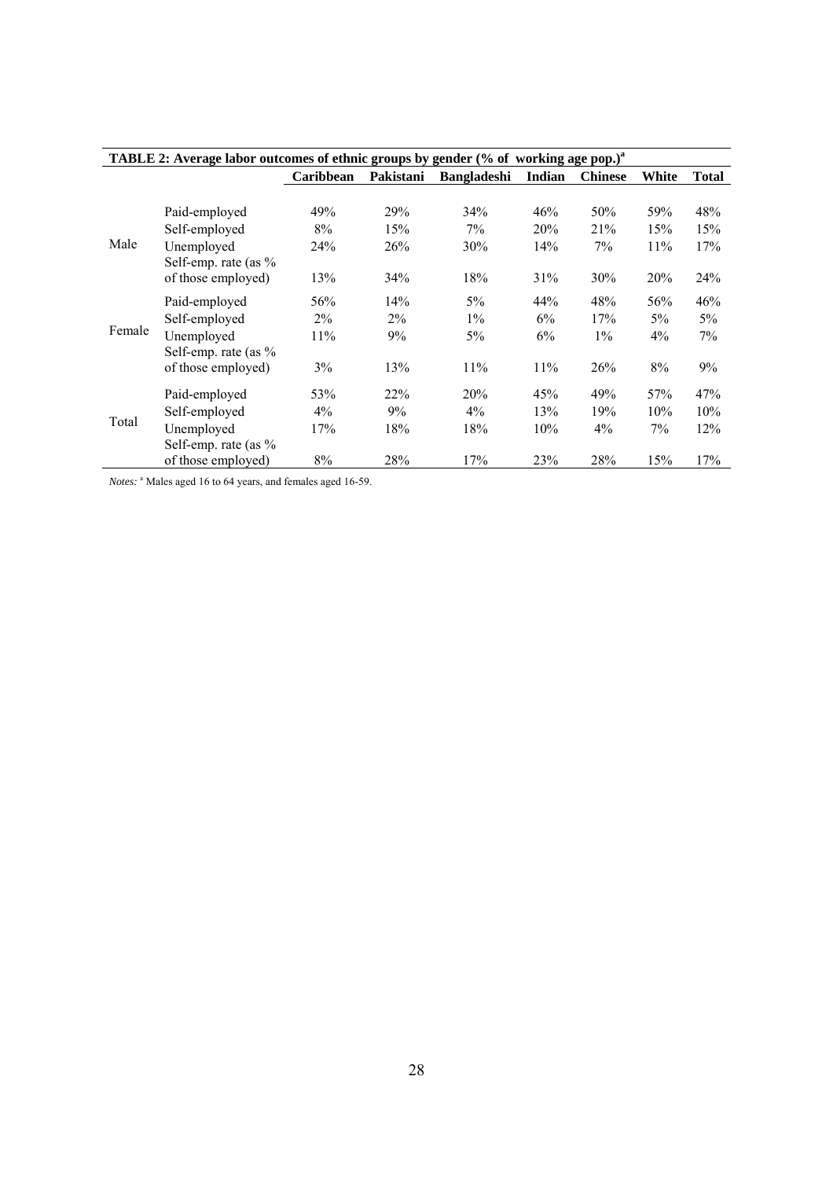**TABLE 2: Average labor outcomes of ethnic groups by gender (% of working age pop.)[a]**

| | | Caribbean | Pakistani | Bangladeshi | Indian | Chinese | White | Total |
|---|---|---|---|---|---|---|---|---|
| Male | Paid-employed | 49% | 29% | 34% | 46% | 50% | 59% | 48% |
| | Self-employed | 8% | 15% | 7% | 20% | 21% | 15% | 15% |
| | Unemployed | 24% | 26% | 30% | 14% | 7% | 11% | 17% |
| | Self-emp. rate (as % of those employed) | 13% | 34% | 18% | 31% | 30% | 20% | 24% |
| Female | Paid-employed | 56% | 14% | 5% | 44% | 48% | 56% | 46% |
| | Self-employed | 2% | 2% | 1% | 6% | 17% | 5% | 5% |
| | Unemployed | 11% | 9% | 5% | 6% | 1% | 4% | 7% |
| | Self-emp. rate (as % of those employed) | 3% | 13% | 11% | 11% | 26% | 8% | 9% |
| Total | Paid-employed | 53% | 22% | 20% | 45% | 49% | 57% | 47% |
| | Self-employed | 4% | 9% | 4% | 13% | 19% | 10% | 10% |
| | Unemployed | 17% | 18% | 18% | 10% | 4% | 7% | 12% |
| | Self-emp. rate (as % of those employed) | 8% | 28% | 17% | 23% | 28% | 15% | 17% |

*Notes:* [a] Males aged 16 to 64 years, and females aged 16-59.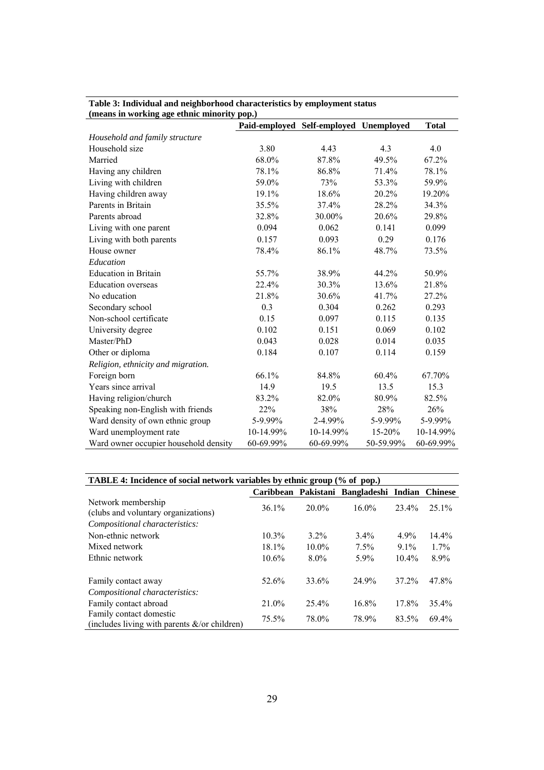**Table 3: Individual and neighborhood characteristics by employment status (means in working age ethnic minority pop.)**

| | Paid-employed | Self-employed | Unemployed | Total |
|---|---|---|---|---|
| *Household and family structure* | | | | |
| Household size | 3.80 | 4.43 | 4.3 | 4.0 |
| Married | 68.0% | 87.8% | 49.5% | 67.2% |
| Having any children | 78.1% | 86.8% | 71.4% | 78.1% |
| Living with children | 59.0% | 73% | 53.3% | 59.9% |
| Having children away | 19.1% | 18.6% | 20.2% | 19.20% |
| Parents in Britain | 35.5% | 37.4% | 28.2% | 34.3% |
| Parents abroad | 32.8% | 30.00% | 20.6% | 29.8% |
| Living with one parent | 0.094 | 0.062 | 0.141 | 0.099 |
| Living with both parents | 0.157 | 0.093 | 0.29 | 0.176 |
| House owner | 78.4% | 86.1% | 48.7% | 73.5% |
| *Education* | | | | |
| Education in Britain | 55.7% | 38.9% | 44.2% | 50.9% |
| Education overseas | 22.4% | 30.3% | 13.6% | 21.8% |
| No education | 21.8% | 30.6% | 41.7% | 27.2% |
| Secondary school | 0.3 | 0.304 | 0.262 | 0.293 |
| Non-school certificate | 0.15 | 0.097 | 0.115 | 0.135 |
| University degree | 0.102 | 0.151 | 0.069 | 0.102 |
| Master/PhD | 0.043 | 0.028 | 0.014 | 0.035 |
| Other or diploma | 0.184 | 0.107 | 0.114 | 0.159 |
| *Religion, ethnicity and migration.* | | | | |
| Foreign born | 66.1% | 84.8% | 60.4% | 67.70% |
| Years since arrival | 14.9 | 19.5 | 13.5 | 15.3 |
| Having religion/church | 83.2% | 82.0% | 80.9% | 82.5% |
| Speaking non-English with friends | 22% | 38% | 28% | 26% |
| Ward density of own ethnic group | 5-9.99% | 2-4.99% | 5-9.99% | 5-9.99% |
| Ward unemployment rate | 10-14.99% | 10-14.99% | 15-20% | 10-14.99% |
| Ward owner occupier household density | 60-69.99% | 60-69.99% | 50-59.99% | 60-69.99% |

**TABLE 4: Incidence of social network variables by ethnic group (% of pop.)**

| | Caribbean | Pakistani | Bangladeshi | Indian | Chinese |
|---|---|---|---|---|---|
| Network membership (clubs and voluntary organizations) | 36.1% | 20.0% | 16.0% | 23.4% | 25.1% |
| *Compositional characteristics:* | | | | | |
| Non-ethnic network | 10.3% | 3.2% | 3.4% | 4.9% | 14.4% |
| Mixed network | 18.1% | 10.0% | 7.5% | 9.1% | 1.7% |
| Ethnic network | 10.6% | 8.0% | 5.9% | 10.4% | 8.9% |
| Family contact away | 52.6% | 33.6% | 24.9% | 37.2% | 47.8% |
| *Compositional characteristics:* | | | | | |
| Family contact abroad | 21.0% | 25.4% | 16.8% | 17.8% | 35.4% |
| Family contact domestic (includes living with parents &/or children) | 75.5% | 78.0% | 78.9% | 83.5% | 69.4% |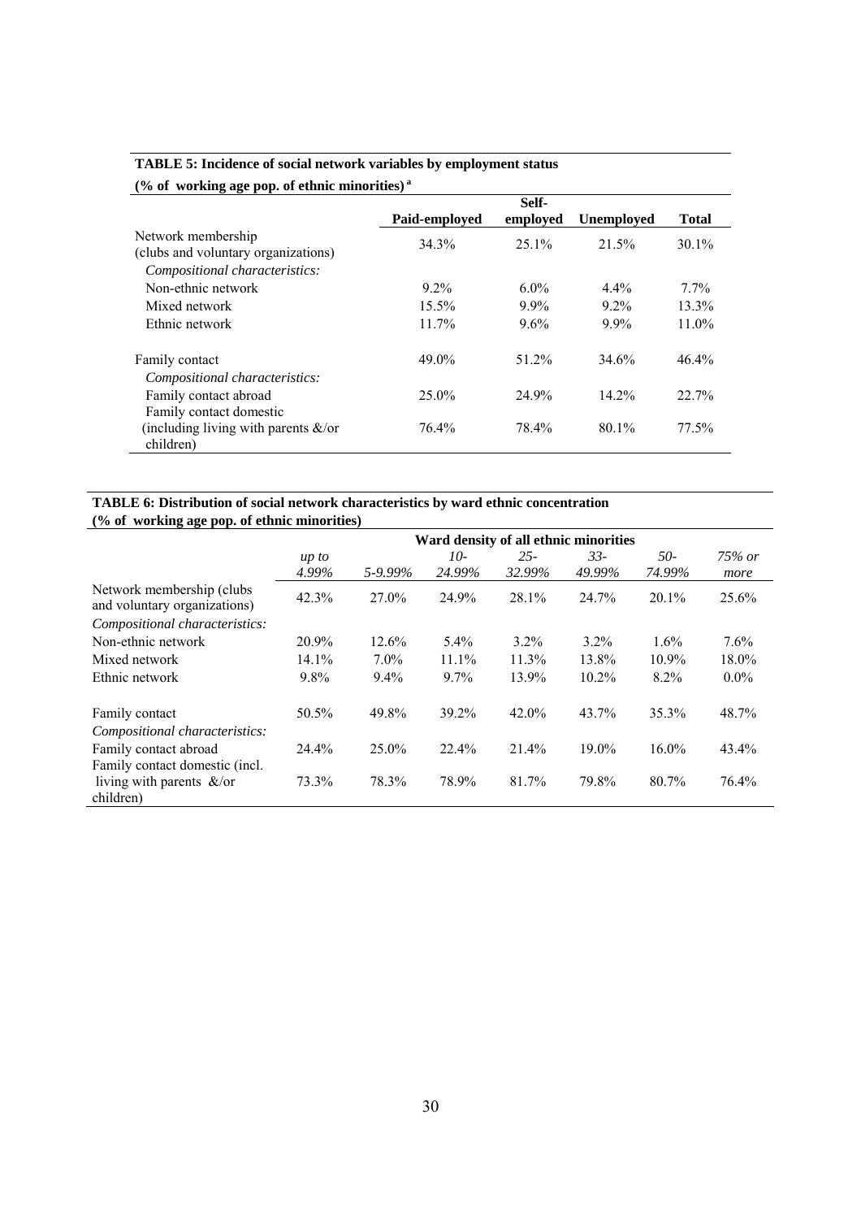**TABLE 5: Incidence of social network variables by employment status**
**(% of working age pop. of ethnic minorities) [a]**

| | Paid-employed | Self-employed | Unemployed | Total |
|---|---|---|---|---|
| Network membership (clubs and voluntary organizations) | 34.3% | 25.1% | 21.5% | 30.1% |
| *Compositional characteristics:* | | | | |
| Non-ethnic network | 9.2% | 6.0% | 4.4% | 7.7% |
| Mixed network | 15.5% | 9.9% | 9.2% | 13.3% |
| Ethnic network | 11.7% | 9.6% | 9.9% | 11.0% |
| Family contact | 49.0% | 51.2% | 34.6% | 46.4% |
| *Compositional characteristics:* | | | | |
| Family contact abroad | 25.0% | 24.9% | 14.2% | 22.7% |
| Family contact domestic (including living with parents &/or children) | 76.4% | 78.4% | 80.1% | 77.5% |

**TABLE 6: Distribution of social network characteristics by ward ethnic concentration**
**(% of working age pop. of ethnic minorities)**

| | Ward density of all ethnic minorities | | | | | | |
|---|---|---|---|---|---|---|---|
| | *up to 4.99%* | *5-9.99%* | *10-24.99%* | *25-32.99%* | *33-49.99%* | *50-74.99%* | *75% or more* |
| Network membership (clubs and voluntary organizations) | 42.3% | 27.0% | 24.9% | 28.1% | 24.7% | 20.1% | 25.6% |
| *Compositional characteristics:* | | | | | | | |
| Non-ethnic network | 20.9% | 12.6% | 5.4% | 3.2% | 3.2% | 1.6% | 7.6% |
| Mixed network | 14.1% | 7.0% | 11.1% | 11.3% | 13.8% | 10.9% | 18.0% |
| Ethnic network | 9.8% | 9.4% | 9.7% | 13.9% | 10.2% | 8.2% | 0.0% |
| Family contact | 50.5% | 49.8% | 39.2% | 42.0% | 43.7% | 35.3% | 48.7% |
| *Compositional characteristics:* | | | | | | | |
| Family contact abroad | 24.4% | 25.0% | 22.4% | 21.4% | 19.0% | 16.0% | 43.4% |
| Family contact domestic (incl. living with parents &/or children) | 73.3% | 78.3% | 78.9% | 81.7% | 79.8% | 80.7% | 76.4% |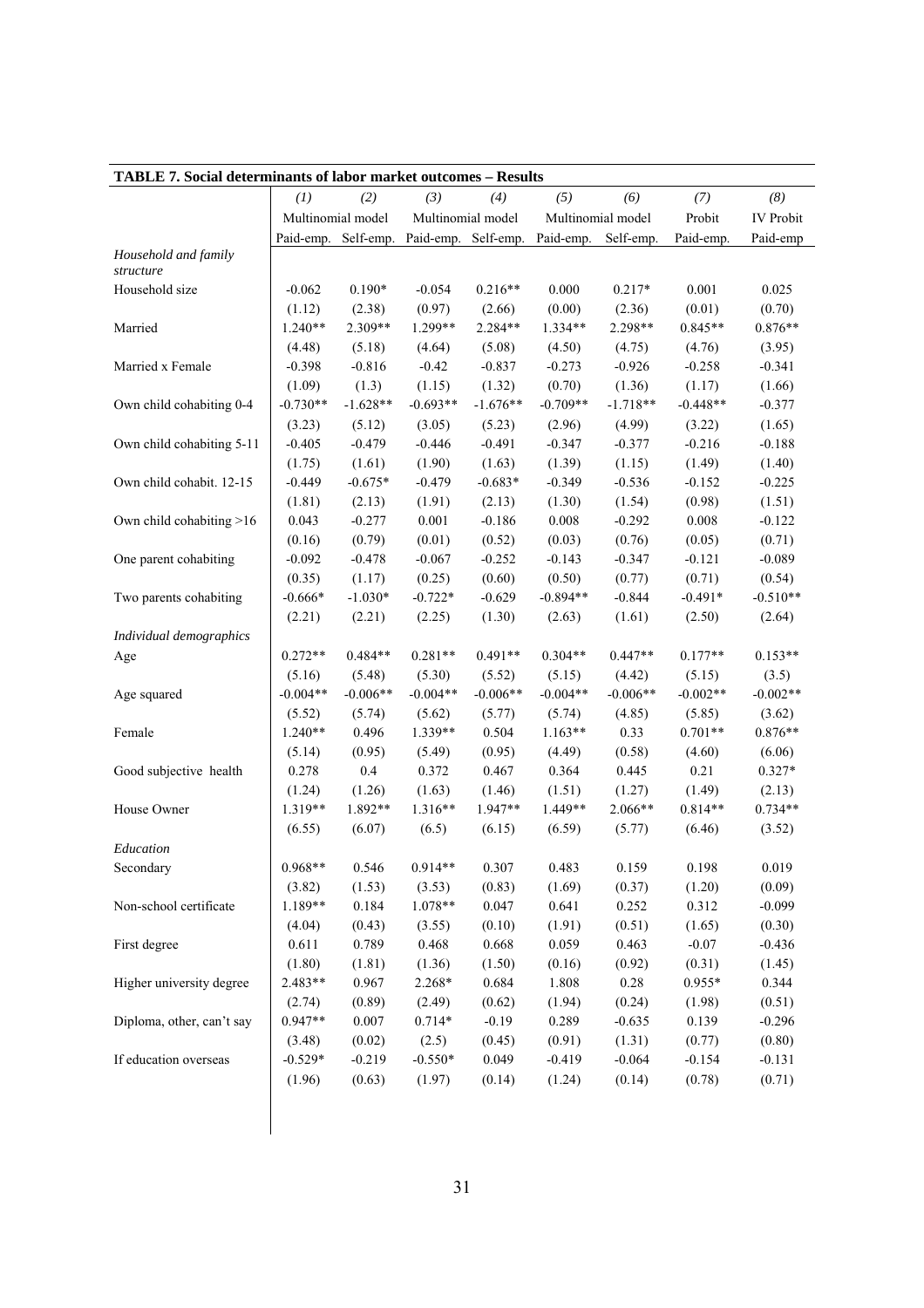**TABLE 7. Social determinants of labor market outcomes – Results**

| | *(1)* | *(2)* | *(3)* | *(4)* | *(5)* | *(6)* | *(7)* | *(8)* |
|---|---|---|---|---|---|---|---|---|
| | Multinomial model | | Multinomial model | | Multinomial model | | Probit | IV Probit |
| | Paid-emp. | Self-emp. | Paid-emp. | Self-emp. | Paid-emp. | Self-emp. | Paid-emp. | Paid-emp |
| *Household and family structure* | | | | | | | | |
| Household size | -0.062 | 0.190* | -0.054 | 0.216** | 0.000 | 0.217* | 0.001 | 0.025 |
| | (1.12) | (2.38) | (0.97) | (2.66) | (0.00) | (2.36) | (0.01) | (0.70) |
| Married | 1.240** | 2.309** | 1.299** | 2.284** | 1.334** | 2.298** | 0.845** | 0.876** |
| | (4.48) | (5.18) | (4.64) | (5.08) | (4.50) | (4.75) | (4.76) | (3.95) |
| Married x Female | -0.398 | -0.816 | -0.42 | -0.837 | -0.273 | -0.926 | -0.258 | -0.341 |
| | (1.09) | (1.3) | (1.15) | (1.32) | (0.70) | (1.36) | (1.17) | (1.66) |
| Own child cohabiting 0-4 | -0.730** | -1.628** | -0.693** | -1.676** | -0.709** | -1.718** | -0.448** | -0.377 |
| | (3.23) | (5.12) | (3.05) | (5.23) | (2.96) | (4.99) | (3.22) | (1.65) |
| Own child cohabiting 5-11 | -0.405 | -0.479 | -0.446 | -0.491 | -0.347 | -0.377 | -0.216 | -0.188 |
| | (1.75) | (1.61) | (1.90) | (1.63) | (1.39) | (1.15) | (1.49) | (1.40) |
| Own child cohabit. 12-15 | -0.449 | -0.675* | -0.479 | -0.683* | -0.349 | -0.536 | -0.152 | -0.225 |
| | (1.81) | (2.13) | (1.91) | (2.13) | (1.30) | (1.54) | (0.98) | (1.51) |
| Own child cohabiting >16 | 0.043 | -0.277 | 0.001 | -0.186 | 0.008 | -0.292 | 0.008 | -0.122 |
| | (0.16) | (0.79) | (0.01) | (0.52) | (0.03) | (0.76) | (0.05) | (0.71) |
| One parent cohabiting | -0.092 | -0.478 | -0.067 | -0.252 | -0.143 | -0.347 | -0.121 | -0.089 |
| | (0.35) | (1.17) | (0.25) | (0.60) | (0.50) | (0.77) | (0.71) | (0.54) |
| Two parents cohabiting | -0.666* | -1.030* | -0.722* | -0.629 | -0.894** | -0.844 | -0.491* | -0.510** |
| | (2.21) | (2.21) | (2.25) | (1.30) | (2.63) | (1.61) | (2.50) | (2.64) |
| *Individual demographics* | | | | | | | | |
| Age | 0.272** | 0.484** | 0.281** | 0.491** | 0.304** | 0.447** | 0.177** | 0.153** |
| | (5.16) | (5.48) | (5.30) | (5.52) | (5.15) | (4.42) | (5.15) | (3.5) |
| Age squared | -0.004** | -0.006** | -0.004** | -0.006** | -0.004** | -0.006** | -0.002** | -0.002** |
| | (5.52) | (5.74) | (5.62) | (5.77) | (5.74) | (4.85) | (5.85) | (3.62) |
| Female | 1.240** | 0.496 | 1.339** | 0.504 | 1.163** | 0.33 | 0.701** | 0.876** |
| | (5.14) | (0.95) | (5.49) | (0.95) | (4.49) | (0.58) | (4.60) | (6.06) |
| Good subjective health | 0.278 | 0.4 | 0.372 | 0.467 | 0.364 | 0.445 | 0.21 | 0.327* |
| | (1.24) | (1.26) | (1.63) | (1.46) | (1.51) | (1.27) | (1.49) | (2.13) |
| House Owner | 1.319** | 1.892** | 1.316** | 1.947** | 1.449** | 2.066** | 0.814** | 0.734** |
| | (6.55) | (6.07) | (6.5) | (6.15) | (6.59) | (5.77) | (6.46) | (3.52) |
| *Education* | | | | | | | | |
| Secondary | 0.968** | 0.546 | 0.914** | 0.307 | 0.483 | 0.159 | 0.198 | 0.019 |
| | (3.82) | (1.53) | (3.53) | (0.83) | (1.69) | (0.37) | (1.20) | (0.09) |
| Non-school certificate | 1.189** | 0.184 | 1.078** | 0.047 | 0.641 | 0.252 | 0.312 | -0.099 |
| | (4.04) | (0.43) | (3.55) | (0.10) | (1.91) | (0.51) | (1.65) | (0.30) |
| First degree | 0.611 | 0.789 | 0.468 | 0.668 | 0.059 | 0.463 | -0.07 | -0.436 |
| | (1.80) | (1.81) | (1.36) | (1.50) | (0.16) | (0.92) | (0.31) | (1.45) |
| Higher university degree | 2.483** | 0.967 | 2.268* | 0.684 | 1.808 | 0.28 | 0.955* | 0.344 |
| | (2.74) | (0.89) | (2.49) | (0.62) | (1.94) | (0.24) | (1.98) | (0.51) |
| Diploma, other, can't say | 0.947** | 0.007 | 0.714* | -0.19 | 0.289 | -0.635 | 0.139 | -0.296 |
| | (3.48) | (0.02) | (2.5) | (0.45) | (0.91) | (1.31) | (0.77) | (0.80) |
| If education overseas | -0.529* | -0.219 | -0.550* | 0.049 | -0.419 | -0.064 | -0.154 | -0.131 |
| | (1.96) | (0.63) | (1.97) | (0.14) | (1.24) | (0.14) | (0.78) | (0.71) |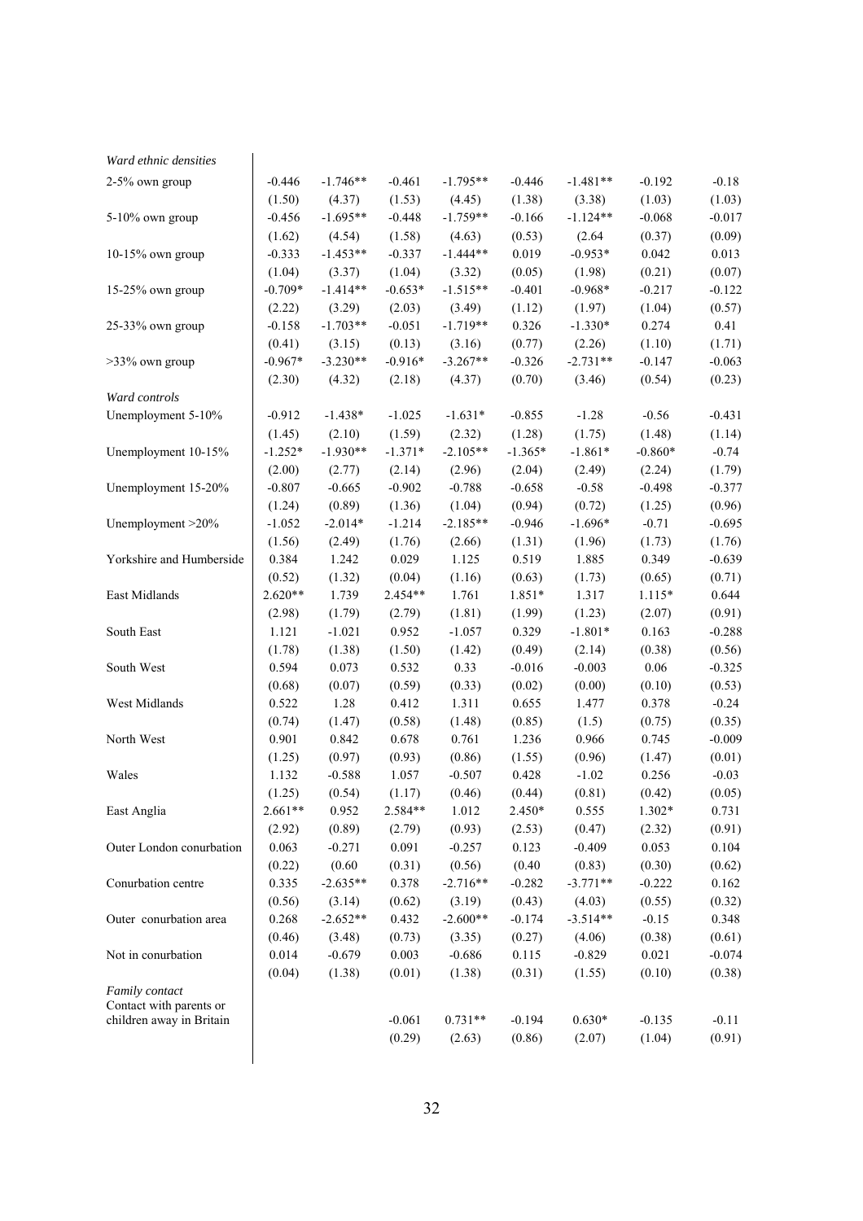| | | | | | | | | |
|---|---|---|---|---|---|---|---|---|
| *Ward ethnic densities* | | | | | | | | |
| 2-5% own group | -0.446 | -1.746** | -0.461 | -1.795** | -0.446 | -1.481** | -0.192 | -0.18 |
| | (1.50) | (4.37) | (1.53) | (4.45) | (1.38) | (3.38) | (1.03) | (1.03) |
| 5-10% own group | -0.456 | -1.695** | -0.448 | -1.759** | -0.166 | -1.124** | -0.068 | -0.017 |
| | (1.62) | (4.54) | (1.58) | (4.63) | (0.53) | (2.64 | (0.37) | (0.09) |
| 10-15% own group | -0.333 | -1.453** | -0.337 | -1.444** | 0.019 | -0.953* | 0.042 | 0.013 |
| | (1.04) | (3.37) | (1.04) | (3.32) | (0.05) | (1.98) | (0.21) | (0.07) |
| 15-25% own group | -0.709* | -1.414** | -0.653* | -1.515** | -0.401 | -0.968* | -0.217 | -0.122 |
| | (2.22) | (3.29) | (2.03) | (3.49) | (1.12) | (1.97) | (1.04) | (0.57) |
| 25-33% own group | -0.158 | -1.703** | -0.051 | -1.719** | 0.326 | -1.330* | 0.274 | 0.41 |
| | (0.41) | (3.15) | (0.13) | (3.16) | (0.77) | (2.26) | (1.10) | (1.71) |
| >33% own group | -0.967* | -3.230** | -0.916* | -3.267** | -0.326 | -2.731** | -0.147 | -0.063 |
| | (2.30) | (4.32) | (2.18) | (4.37) | (0.70) | (3.46) | (0.54) | (0.23) |
| *Ward controls* | | | | | | | | |
| Unemployment 5-10% | -0.912 | -1.438* | -1.025 | -1.631* | -0.855 | -1.28 | -0.56 | -0.431 |
| | (1.45) | (2.10) | (1.59) | (2.32) | (1.28) | (1.75) | (1.48) | (1.14) |
| Unemployment 10-15% | -1.252* | -1.930** | -1.371* | -2.105** | -1.365* | -1.861* | -0.860* | -0.74 |
| | (2.00) | (2.77) | (2.14) | (2.96) | (2.04) | (2.49) | (2.24) | (1.79) |
| Unemployment 15-20% | -0.807 | -0.665 | -0.902 | -0.788 | -0.658 | -0.58 | -0.498 | -0.377 |
| | (1.24) | (0.89) | (1.36) | (1.04) | (0.94) | (0.72) | (1.25) | (0.96) |
| Unemployment >20% | -1.052 | -2.014* | -1.214 | -2.185** | -0.946 | -1.696* | -0.71 | -0.695 |
| | (1.56) | (2.49) | (1.76) | (2.66) | (1.31) | (1.96) | (1.73) | (1.76) |
| Yorkshire and Humberside | 0.384 | 1.242 | 0.029 | 1.125 | 0.519 | 1.885 | 0.349 | -0.639 |
| | (0.52) | (1.32) | (0.04) | (1.16) | (0.63) | (1.73) | (0.65) | (0.71) |
| East Midlands | 2.620** | 1.739 | 2.454** | 1.761 | 1.851* | 1.317 | 1.115* | 0.644 |
| | (2.98) | (1.79) | (2.79) | (1.81) | (1.99) | (1.23) | (2.07) | (0.91) |
| South East | 1.121 | -1.021 | 0.952 | -1.057 | 0.329 | -1.801* | 0.163 | -0.288 |
| | (1.78) | (1.38) | (1.50) | (1.42) | (0.49) | (2.14) | (0.38) | (0.56) |
| South West | 0.594 | 0.073 | 0.532 | 0.33 | -0.016 | -0.003 | 0.06 | -0.325 |
| | (0.68) | (0.07) | (0.59) | (0.33) | (0.02) | (0.00) | (0.10) | (0.53) |
| West Midlands | 0.522 | 1.28 | 0.412 | 1.311 | 0.655 | 1.477 | 0.378 | -0.24 |
| | (0.74) | (1.47) | (0.58) | (1.48) | (0.85) | (1.5) | (0.75) | (0.35) |
| North West | 0.901 | 0.842 | 0.678 | 0.761 | 1.236 | 0.966 | 0.745 | -0.009 |
| | (1.25) | (0.97) | (0.93) | (0.86) | (1.55) | (0.96) | (1.47) | (0.01) |
| Wales | 1.132 | -0.588 | 1.057 | -0.507 | 0.428 | -1.02 | 0.256 | -0.03 |
| | (1.25) | (0.54) | (1.17) | (0.46) | (0.44) | (0.81) | (0.42) | (0.05) |
| East Anglia | 2.661** | 0.952 | 2.584** | 1.012 | 2.450* | 0.555 | 1.302* | 0.731 |
| | (2.92) | (0.89) | (2.79) | (0.93) | (2.53) | (0.47) | (2.32) | (0.91) |
| Outer London conurbation | 0.063 | -0.271 | 0.091 | -0.257 | 0.123 | -0.409 | 0.053 | 0.104 |
| | (0.22) | (0.60 | (0.31) | (0.56) | (0.40 | (0.83) | (0.30) | (0.62) |
| Conurbation centre | 0.335 | -2.635** | 0.378 | -2.716** | -0.282 | -3.771** | -0.222 | 0.162 |
| | (0.56) | (3.14) | (0.62) | (3.19) | (0.43) | (4.03) | (0.55) | (0.32) |
| Outer conurbation area | 0.268 | -2.652** | 0.432 | -2.600** | -0.174 | -3.514** | -0.15 | 0.348 |
| | (0.46) | (3.48) | (0.73) | (3.35) | (0.27) | (4.06) | (0.38) | (0.61) |
| Not in conurbation | 0.014 | -0.679 | 0.003 | -0.686 | 0.115 | -0.829 | 0.021 | -0.074 |
| | (0.04) | (1.38) | (0.01) | (1.38) | (0.31) | (1.55) | (0.10) | (0.38) |
| *Family contact* | | | | | | | | |
| Contact with parents or children away in Britain | | | -0.061 | 0.731** | -0.194 | 0.630* | -0.135 | -0.11 |
| | | | (0.29) | (2.63) | (0.86) | (2.07) | (1.04) | (0.91) |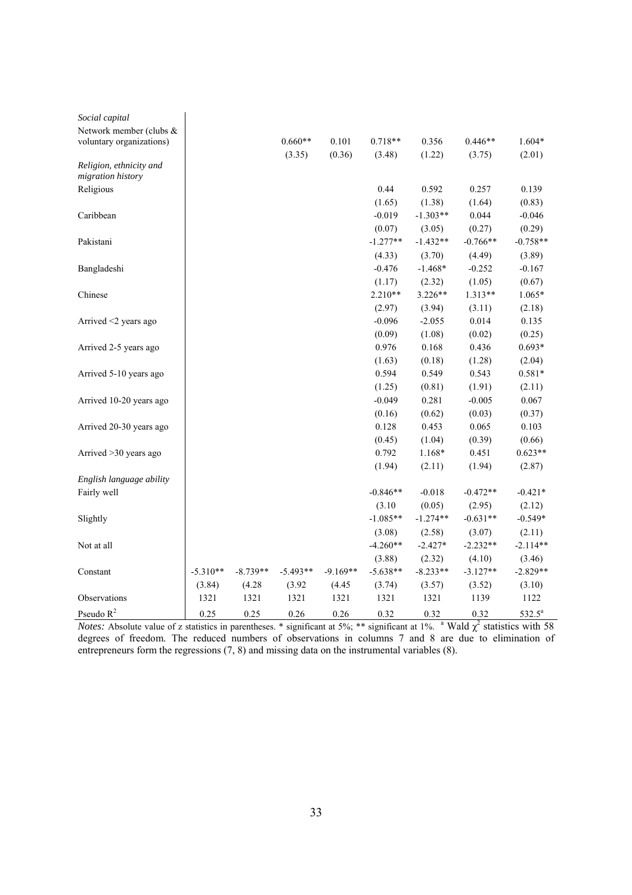| | | | | | | | | |
|---|---|---|---|---|---|---|---|---|
| *Social capital* | | | | | | | | |
| Network member (clubs & voluntary organizations) | | | 0.660** | 0.101 | 0.718** | 0.356 | 0.446** | 1.604* |
| | | | (3.35) | (0.36) | (3.48) | (1.22) | (3.75) | (2.01) |
| *Religion, ethnicity and migration history* | | | | | | | | |
| Religious | | | | | 0.44 | 0.592 | 0.257 | 0.139 |
| | | | | | (1.65) | (1.38) | (1.64) | (0.83) |
| Caribbean | | | | | -0.019 | -1.303** | 0.044 | -0.046 |
| | | | | | (0.07) | (3.05) | (0.27) | (0.29) |
| Pakistani | | | | | -1.277** | -1.432** | -0.766** | -0.758** |
| | | | | | (4.33) | (3.70) | (4.49) | (3.89) |
| Bangladeshi | | | | | -0.476 | -1.468* | -0.252 | -0.167 |
| | | | | | (1.17) | (2.32) | (1.05) | (0.67) |
| Chinese | | | | | 2.210** | 3.226** | 1.313** | 1.065* |
| | | | | | (2.97) | (3.94) | (3.11) | (2.18) |
| Arrived <2 years ago | | | | | -0.096 | -2.055 | 0.014 | 0.135 |
| | | | | | (0.09) | (1.08) | (0.02) | (0.25) |
| Arrived 2-5 years ago | | | | | 0.976 | 0.168 | 0.436 | 0.693* |
| | | | | | (1.63) | (0.18) | (1.28) | (2.04) |
| Arrived 5-10 years ago | | | | | 0.594 | 0.549 | 0.543 | 0.581* |
| | | | | | (1.25) | (0.81) | (1.91) | (2.11) |
| Arrived 10-20 years ago | | | | | -0.049 | 0.281 | -0.005 | 0.067 |
| | | | | | (0.16) | (0.62) | (0.03) | (0.37) |
| Arrived 20-30 years ago | | | | | 0.128 | 0.453 | 0.065 | 0.103 |
| | | | | | (0.45) | (1.04) | (0.39) | (0.66) |
| Arrived >30 years ago | | | | | 0.792 | 1.168* | 0.451 | 0.623** |
| | | | | | (1.94) | (2.11) | (1.94) | (2.87) |
| *English language ability* | | | | | | | | |
| Fairly well | | | | | -0.846** | -0.018 | -0.472** | -0.421* |
| | | | | | (3.10 | (0.05) | (2.95) | (2.12) |
| Slightly | | | | | -1.085** | -1.274** | -0.631** | -0.549* |
| | | | | | (3.08) | (2.58) | (3.07) | (2.11) |
| Not at all | | | | | -4.260** | -2.427* | -2.232** | -2.114** |
| | | | | | (3.88) | (2.32) | (4.10) | (3.46) |
| Constant | -5.310** | -8.739** | -5.493** | -9.169** | -5.638** | -8.233** | -3.127** | -2.829** |
| | (3.84) | (4.28 | (3.92 | (4.45 | (3.74) | (3.57) | (3.52) | (3.10) |
| Observations | 1321 | 1321 | 1321 | 1321 | 1321 | 1321 | 1139 | 1122 |
| Pseudo $R^2$ | 0.25 | 0.25 | 0.26 | 0.26 | 0.32 | 0.32 | 0.32 | 532.5[a] |

*Notes:* Absolute value of z statistics in parentheses. * significant at 5%; ** significant at 1%. [a] Wald $\chi^2$ statistics with 58 degrees of freedom. The reduced numbers of observations in columns 7 and 8 are due to elimination of entrepreneurs form the regressions (7, 8) and missing data on the instrumental variables (8).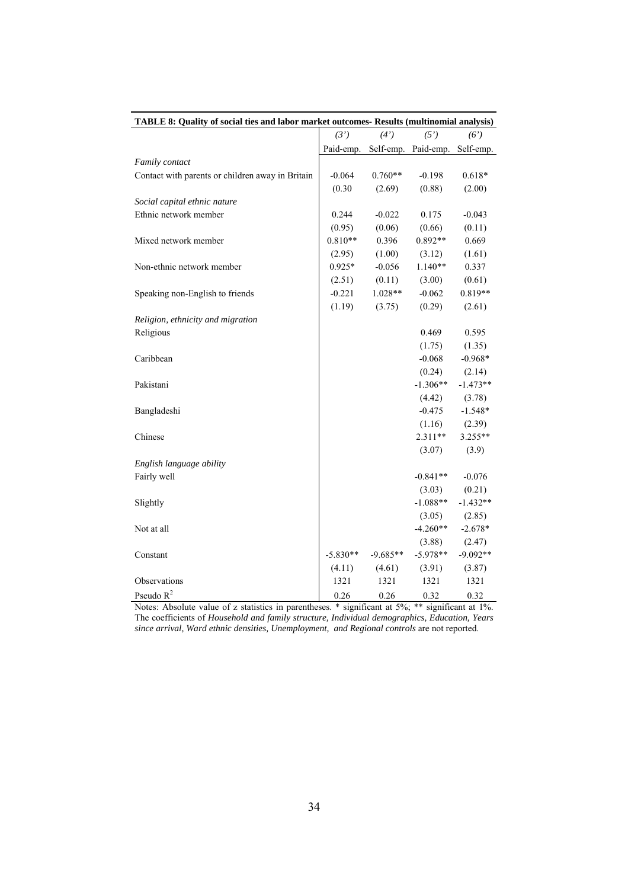**TABLE 8: Quality of social ties and labor market outcomes- Results (multinomial analysis)**

| | (3') | (4') | (5') | (6') |
|---|---|---|---|---|
| | Paid-emp. | Self-emp. | Paid-emp. | Self-emp. |
| *Family contact* | | | | |
| Contact with parents or children away in Britain | -0.064 | 0.760** | -0.198 | 0.618* |
| | (0.30 | (2.69) | (0.88) | (2.00) |
| *Social capital ethnic nature* | | | | |
| Ethnic network member | 0.244 | -0.022 | 0.175 | -0.043 |
| | (0.95) | (0.06) | (0.66) | (0.11) |
| Mixed network member | 0.810** | 0.396 | 0.892** | 0.669 |
| | (2.95) | (1.00) | (3.12) | (1.61) |
| Non-ethnic network member | 0.925* | -0.056 | 1.140** | 0.337 |
| | (2.51) | (0.11) | (3.00) | (0.61) |
| Speaking non-English to friends | -0.221 | 1.028** | -0.062 | 0.819** |
| | (1.19) | (3.75) | (0.29) | (2.61) |
| *Religion, ethnicity and migration* | | | | |
| Religious | | | 0.469 | 0.595 |
| | | | (1.75) | (1.35) |
| Caribbean | | | -0.068 | -0.968* |
| | | | (0.24) | (2.14) |
| Pakistani | | | -1.306** | -1.473** |
| | | | (4.42) | (3.78) |
| Bangladeshi | | | -0.475 | -1.548* |
| | | | (1.16) | (2.39) |
| Chinese | | | 2.311** | 3.255** |
| | | | (3.07) | (3.9) |
| *English language ability* | | | | |
| Fairly well | | | -0.841** | -0.076 |
| | | | (3.03) | (0.21) |
| Slightly | | | -1.088** | -1.432** |
| | | | (3.05) | (2.85) |
| Not at all | | | -4.260** | -2.678* |
| | | | (3.88) | (2.47) |
| Constant | -5.830** | -9.685** | -5.978** | -9.092** |
| | (4.11) | (4.61) | (3.91) | (3.87) |
| Observations | 1321 | 1321 | 1321 | 1321 |
| Pseudo $R^2$ | 0.26 | 0.26 | 0.32 | 0.32 |

Notes: Absolute value of z statistics in parentheses. * significant at 5%; ** significant at 1%. The coefficients of *Household and family structure, Individual demographics, Education, Years since arrival, Ward ethnic densities, Unemployment, and Regional controls* are not reported.